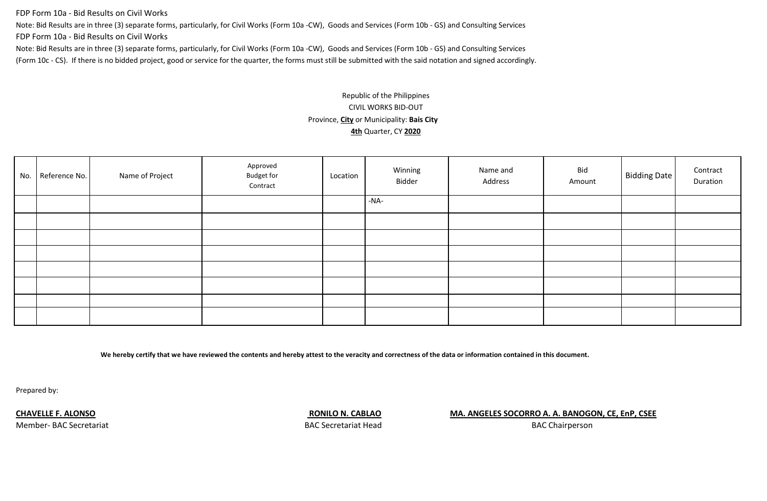FDP Form 10a - Bid Results on Civil Works

Note: Bid Results are in three (3) separate forms, particularly, for Civil Works (Form 10a -CW), Goods and Services (Form 10b - GS) and Consulting Services

FDP Form 10a - Bid Results on Civil Works

Note: Bid Results are in three (3) separate forms, particularly, for Civil Works (Form 10a -CW), Goods and Services (Form 10b - GS) and Consulting Services (Form 10c - CS). If there is no bidded project, good or service for the quarter, the forms must still be submitted with the said notation and signed accordingly.

Republic of the Philippines
CIVIL WORKS BID-OUT
Province, **City** or Municipality: **Bais City**
**4th** Quarter, CY **2020**

| No. | Reference No. | Name of Project | Approved Budget for Contract | Location | Winning Bidder | Name and Address | Bid Amount | Bidding Date | Contract Duration |
|---|---|---|---|---|---|---|---|---|---|
| | | | | | -NA- | | | | |
| | | | | | | | | | |
| | | | | | | | | | |
| | | | | | | | | | |
| | | | | | | | | | |
| | | | | | | | | | |
| | | | | | | | | | |
| | | | | | | | | | |

**We hereby certify that we have reviewed the contents and hereby attest to the veracity and correctness of the data or information contained in this document.**

Prepared by:

**CHAVELLE F. ALONSO**
Member- BAC Secretariat

**RONILO N. CABLAO**
BAC Secretariat Head

**MA. ANGELES SOCORRO A. A. BANOGON, CE, EnP, CSEE**
BAC Chairperson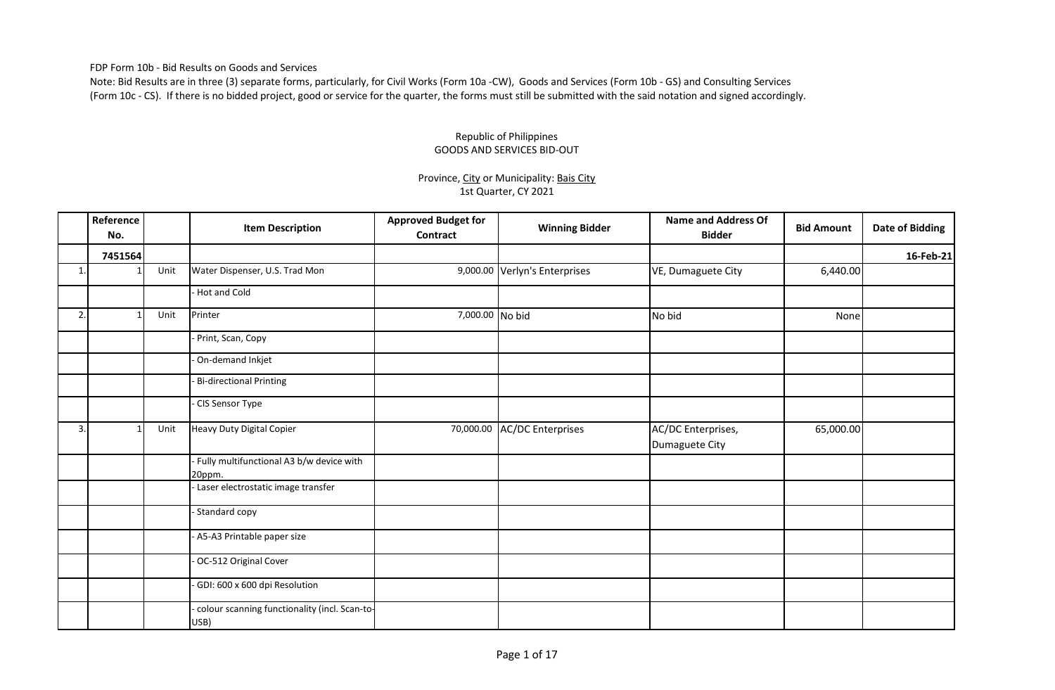FDP Form 10b - Bid Results on Goods and Services

Note: Bid Results are in three (3) separate forms, particularly, for Civil Works (Form 10a -CW), Goods and Services (Form 10b - GS) and Consulting Services (Form 10c - CS). If there is no bidded project, good or service for the quarter, the forms must still be submitted with the said notation and signed accordingly.

Republic of Philippines

GOODS AND SERVICES BID-OUT

Province, City or Municipality: Bais City

1st Quarter, CY 2021

| | Reference No. | | Item Description | Approved Budget for Contract | Winning Bidder | Name and Address Of Bidder | Bid Amount | Date of Bidding |
|---|---|---|---|---|---|---|---|---|
| | **7451564** | | | | | | | **16-Feb-21** |
| 1. | 1 | Unit | Water Dispenser, U.S. Trad Mon | 9,000.00 | Verlyn's Enterprises | VE, Dumaguete City | 6,440.00 | |
| | | | - Hot and Cold | | | | | |
| 2. | 1 | Unit | Printer | 7,000.00 | No bid | No bid | None | |
| | | | - Print, Scan, Copy | | | | | |
| | | | - On-demand Inkjet | | | | | |
| | | | - Bi-directional Printing | | | | | |
| | | | - CIS Sensor Type | | | | | |
| 3. | 1 | Unit | Heavy Duty Digital Copier | 70,000.00 | AC/DC Enterprises | AC/DC Enterprises, Dumaguete City | 65,000.00 | |
| | | | - Fully multifunctional A3 b/w device with 20ppm. | | | | | |
| | | | - Laser electrostatic image transfer | | | | | |
| | | | - Standard copy | | | | | |
| | | | - A5-A3 Printable paper size | | | | | |
| | | | - OC-512 Original Cover | | | | | |
| | | | - GDI: 600 x 600 dpi Resolution | | | | | |
| | | | - colour scanning functionality (incl. Scan-to-USB) | | | | | |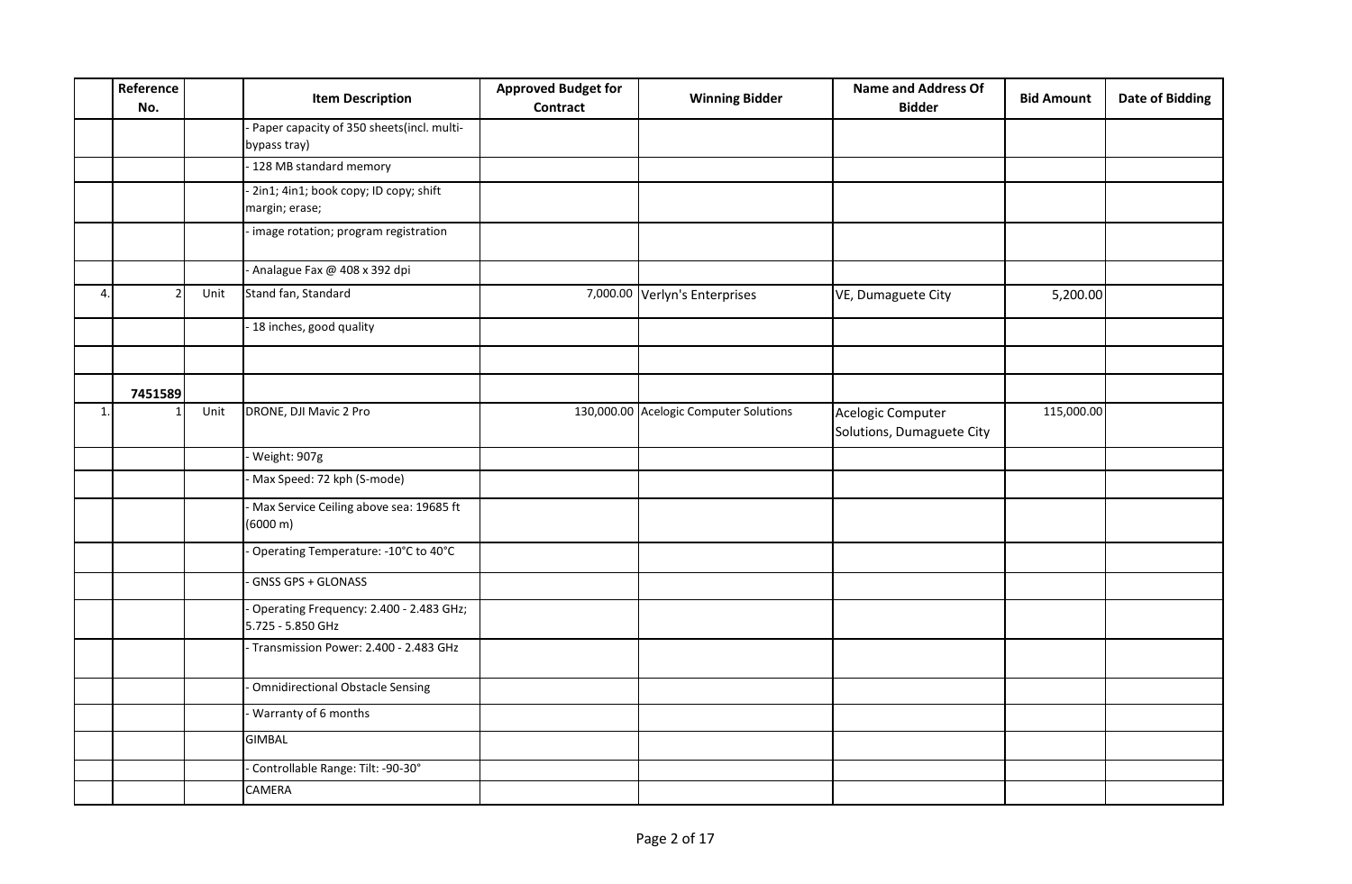| | Reference No. | | Item Description | Approved Budget for Contract | Winning Bidder | Name and Address Of Bidder | Bid Amount | Date of Bidding |
|---|---|---|---|---|---|---|---|---|
| | | | - Paper capacity of 350 sheets(incl. multi-bypass tray) | | | | | |
| | | | - 128 MB standard memory | | | | | |
| | | | - 2in1; 4in1; book copy; ID copy; shift margin; erase; | | | | | |
| | | | - image rotation; program registration | | | | | |
| | | | - Analague Fax @ 408 x 392 dpi | | | | | |
| 4. | 2 | Unit | Stand fan, Standard | 7,000.00 | Verlyn's Enterprises | VE, Dumaguete City | 5,200.00 | |
| | | | - 18 inches, good quality | | | | | |
| | | | | | | | | |
| | **7451589** | | | | | | | |
| 1. | 1 | Unit | DRONE, DJI Mavic 2 Pro | 130,000.00 | Acelogic Computer Solutions | Acelogic Computer Solutions, Dumaguete City | 115,000.00 | |
| | | | - Weight: 907g | | | | | |
| | | | - Max Speed: 72 kph (S-mode) | | | | | |
| | | | - Max Service Ceiling above sea: 19685 ft (6000 m) | | | | | |
| | | | - Operating Temperature: -10°C to 40°C | | | | | |
| | | | - GNSS GPS + GLONASS | | | | | |
| | | | - Operating Frequency: 2.400 - 2.483 GHz; 5.725 - 5.850 GHz | | | | | |
| | | | - Transmission Power: 2.400 - 2.483 GHz | | | | | |
| | | | - Omnidirectional Obstacle Sensing | | | | | |
| | | | - Warranty of 6 months | | | | | |
| | | | GIMBAL | | | | | |
| | | | - Controllable Range: Tilt: -90-30° | | | | | |
| | | | CAMERA | | | | | |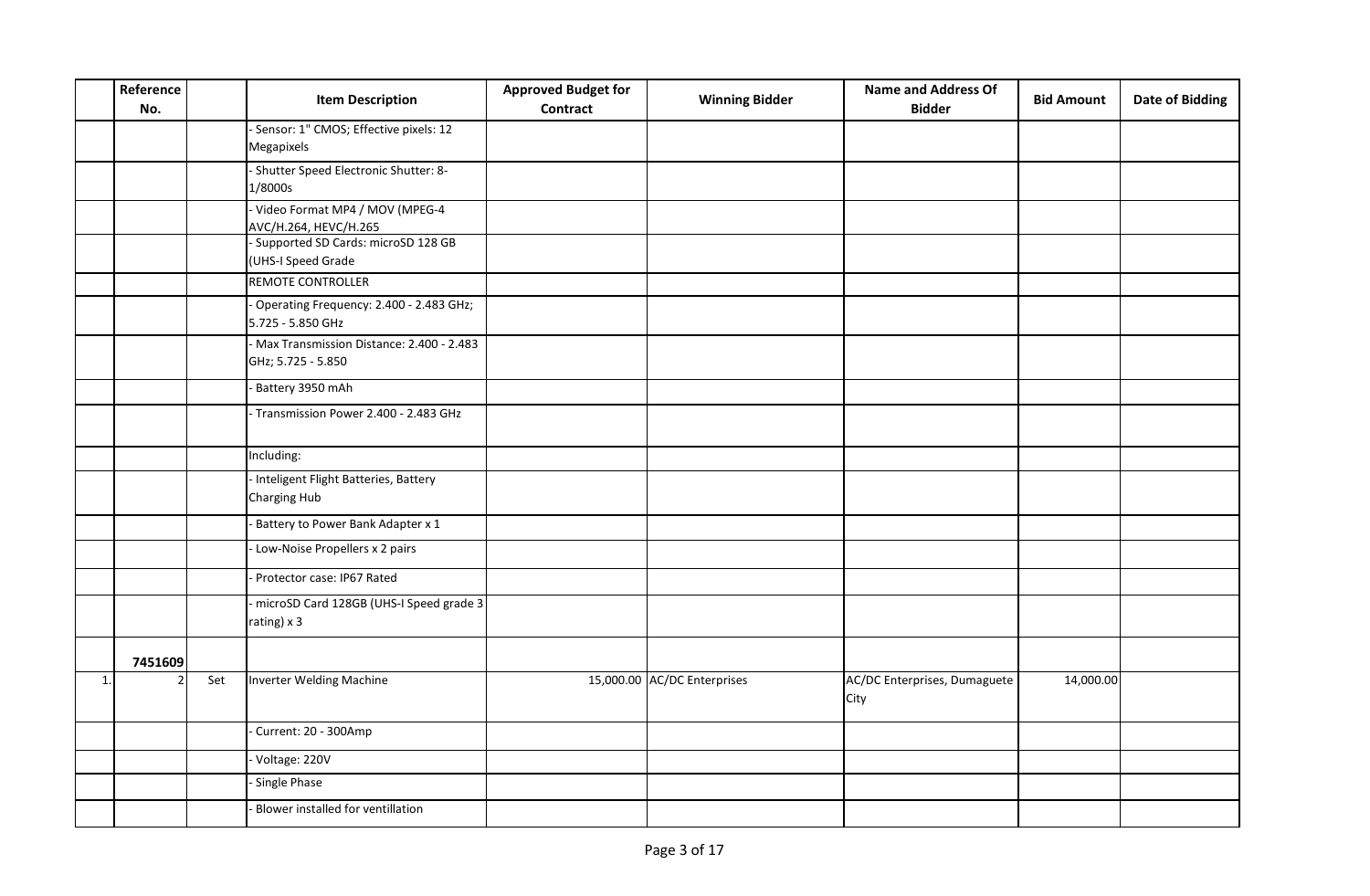| | Reference No. | | Item Description | Approved Budget for Contract | Winning Bidder | Name and Address Of Bidder | Bid Amount | Date of Bidding |
|---|---|---|---|---|---|---|---|---|
| | | | - Sensor: 1" CMOS; Effective pixels: 12 Megapixels | | | | | |
| | | | - Shutter Speed Electronic Shutter: 8-1/8000s | | | | | |
| | | | - Video Format MP4 / MOV (MPEG-4 AVC/H.264, HEVC/H.265 | | | | | |
| | | | - Supported SD Cards: microSD 128 GB (UHS-I Speed Grade | | | | | |
| | | | REMOTE CONTROLLER | | | | | |
| | | | - Operating Frequency: 2.400 - 2.483 GHz; 5.725 - 5.850 GHz | | | | | |
| | | | - Max Transmission Distance: 2.400 - 2.483 GHz; 5.725 - 5.850 | | | | | |
| | | | - Battery 3950 mAh | | | | | |
| | | | - Transmission Power 2.400 - 2.483 GHz | | | | | |
| | | | Including: | | | | | |
| | | | - Inteligent Flight Batteries, Battery Charging Hub | | | | | |
| | | | - Battery to Power Bank Adapter x 1 | | | | | |
| | | | - Low-Noise Propellers x 2 pairs | | | | | |
| | | | - Protector case: IP67 Rated | | | | | |
| | | | - microSD Card 128GB (UHS-I Speed grade 3 rating) x 3 | | | | | |
| | 7451609 | | | | | | | |
| 1. | 2 | Set | Inverter Welding Machine | 15,000.00 | AC/DC Enterprises | AC/DC Enterprises, Dumaguete City | 14,000.00 | |
| | | | - Current: 20 - 300Amp | | | | | |
| | | | - Voltage: 220V | | | | | |
| | | | - Single Phase | | | | | |
| | | | - Blower installed for ventillation | | | | | |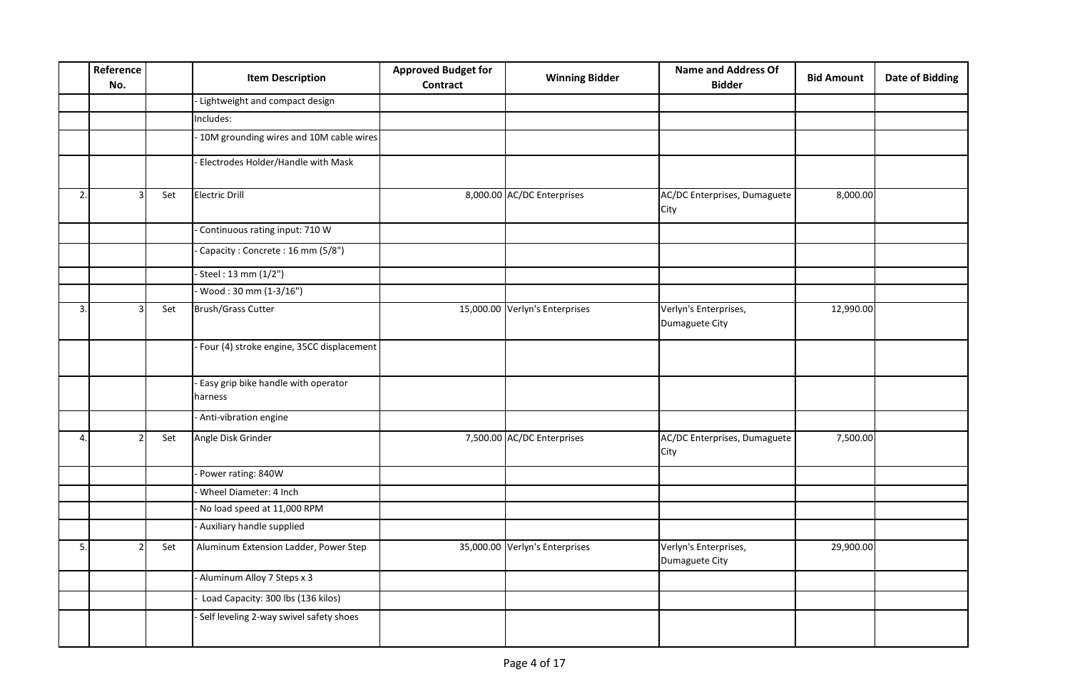| | Reference No. | | Item Description | Approved Budget for Contract | Winning Bidder | Name and Address Of Bidder | Bid Amount | Date of Bidding |
|---|---|---|---|---|---|---|---|---|
| | | | - Lightweight and compact design | | | | | |
| | | | Includes: | | | | | |
| | | | - 10M grounding wires and 10M cable wires | | | | | |
| | | | - Electrodes Holder/Handle with Mask | | | | | |
| 2. | 3 | Set | Electric Drill | 8,000.00 | AC/DC Enterprises | AC/DC Enterprises, Dumaguete City | 8,000.00 | |
| | | | - Continuous rating input: 710 W | | | | | |
| | | | - Capacity : Concrete : 16 mm (5/8") | | | | | |
| | | | - Steel : 13 mm (1/2") | | | | | |
| | | | - Wood : 30 mm (1-3/16") | | | | | |
| 3. | 3 | Set | Brush/Grass Cutter | 15,000.00 | Verlyn's Enterprises | Verlyn's Enterprises, Dumaguete City | 12,990.00 | |
| | | | - Four (4) stroke engine, 35CC displacement | | | | | |
| | | | - Easy grip bike handle with operator harness | | | | | |
| | | | - Anti-vibration engine | | | | | |
| 4. | 2 | Set | Angle Disk Grinder | 7,500.00 | AC/DC Enterprises | AC/DC Enterprises, Dumaguete City | 7,500.00 | |
| | | | - Power rating: 840W | | | | | |
| | | | - Wheel Diameter: 4 Inch | | | | | |
| | | | - No load speed at 11,000 RPM | | | | | |
| | | | - Auxiliary handle supplied | | | | | |
| 5. | 2 | Set | Aluminum Extension Ladder, Power Step | 35,000.00 | Verlyn's Enterprises | Verlyn's Enterprises, Dumaguete City | 29,900.00 | |
| | | | - Aluminum Alloy 7 Steps x 3 | | | | | |
| | | | - Load Capacity: 300 lbs (136 kilos) | | | | | |
| | | | - Self leveling 2-way swivel safety shoes | | | | | |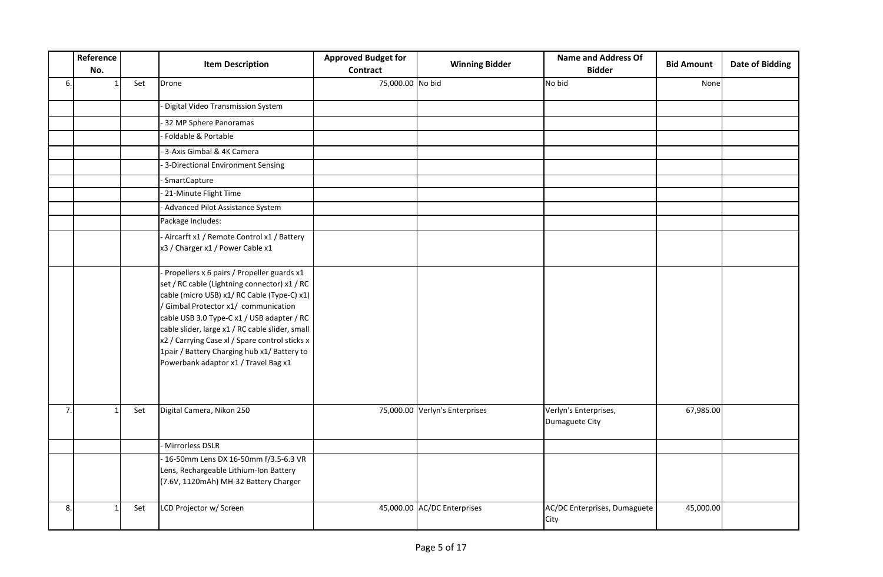| | Reference No. | | Item Description | Approved Budget for Contract | Winning Bidder | Name and Address Of Bidder | Bid Amount | Date of Bidding |
|---|---|---|---|---|---|---|---|---|
| 6. | 1 | Set | Drone | 75,000.00 | No bid | No bid | None | |
| | | | - Digital Video Transmission System | | | | | |
| | | | - 32 MP Sphere Panoramas | | | | | |
| | | | - Foldable & Portable | | | | | |
| | | | - 3-Axis Gimbal & 4K Camera | | | | | |
| | | | - 3-Directional Environment Sensing | | | | | |
| | | | - SmartCapture | | | | | |
| | | | - 21-Minute Flight Time | | | | | |
| | | | - Advanced Pilot Assistance System | | | | | |
| | | | Package Includes: | | | | | |
| | | | - Aircarft x1 / Remote Control x1 / Battery x3 / Charger x1 / Power Cable x1 | | | | | |
| | | | - Propellers x 6 pairs / Propeller guards x1 set / RC cable (Lightning connector) x1 / RC cable (micro USB) x1/ RC Cable (Type-C) x1) / Gimbal Protector x1/ communication cable USB 3.0 Type-C x1 / USB adapter / RC cable slider, large x1 / RC cable slider, small x2 / Carrying Case xl / Spare control sticks x 1pair / Battery Charging hub x1/ Battery to Powerbank adaptor x1 / Travel Bag x1 | | | | | |
| 7. | 1 | Set | Digital Camera, Nikon 250 | 75,000.00 | Verlyn's Enterprises | Verlyn's Enterprises, Dumaguete City | 67,985.00 | |
| | | | - Mirrorless DSLR | | | | | |
| | | | - 16-50mm Lens DX 16-50mm f/3.5-6.3 VR Lens, Rechargeable Lithium-Ion Battery (7.6V, 1120mAh) MH-32 Battery Charger | | | | | |
| 8. | 1 | Set | LCD Projector w/ Screen | 45,000.00 | AC/DC Enterprises | AC/DC Enterprises, Dumaguete City | 45,000.00 | |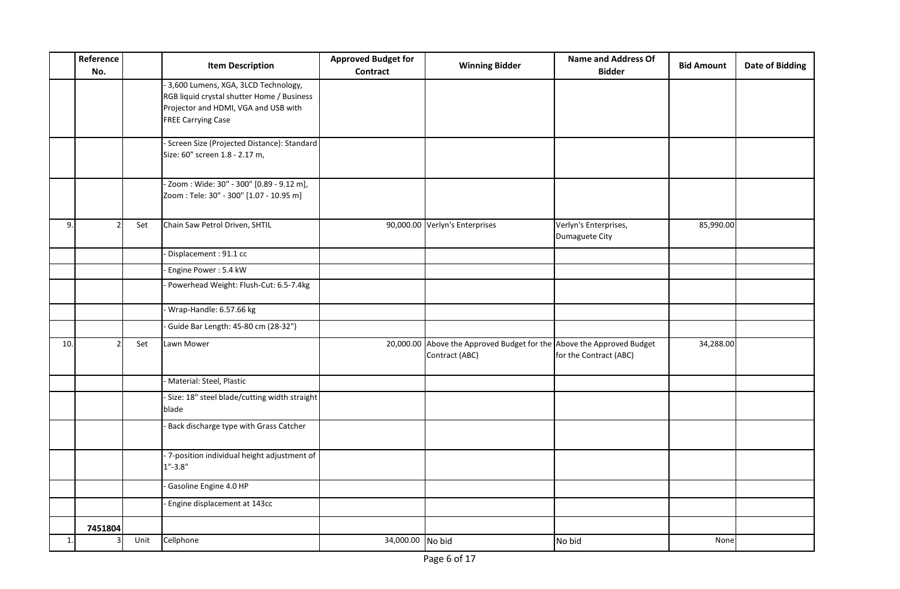| | Reference No. | | Item Description | Approved Budget for Contract | Winning Bidder | Name and Address Of Bidder | Bid Amount | Date of Bidding |
|---|---|---|---|---|---|---|---|---|
| | | | - 3,600 Lumens, XGA, 3LCD Technology, RGB liquid crystal shutter Home / Business Projector and HDMI, VGA and USB with FREE Carrying Case | | | | | |
| | | | - Screen Size (Projected Distance): Standard Size: 60" screen 1.8 - 2.17 m, | | | | | |
| | | | - Zoom : Wide: 30" - 300" [0.89 - 9.12 m], Zoom : Tele: 30" - 300" [1.07 - 10.95 m] | | | | | |
| 9. | 2 | Set | Chain Saw Petrol Driven, SHTIL | 90,000.00 | Verlyn's Enterprises | Verlyn's Enterprises, Dumaguete City | 85,990.00 | |
| | | | - Displacement : 91.1 cc | | | | | |
| | | | - Engine Power : 5.4 kW | | | | | |
| | | | - Powerhead Weight: Flush-Cut: 6.5-7.4kg | | | | | |
| | | | - Wrap-Handle: 6.57.66 kg | | | | | |
| | | | - Guide Bar Length: 45-80 cm (28-32") | | | | | |
| 10. | 2 | Set | Lawn Mower | 20,000.00 | Above the Approved Budget for the Contract (ABC) | Above the Approved Budget for the Contract (ABC) | 34,288.00 | |
| | | | - Material: Steel, Plastic | | | | | |
| | | | - Size: 18" steel blade/cutting width straight blade | | | | | |
| | | | - Back discharge type with Grass Catcher | | | | | |
| | | | - 7-position individual height adjustment of 1"-3.8" | | | | | |
| | | | - Gasoline Engine 4.0 HP | | | | | |
| | | | - Engine displacement at 143cc | | | | | |
| | **7451804** | | | | | | | |
| 1. | 3 | Unit | Cellphone | 34,000.00 | No bid | No bid | None | |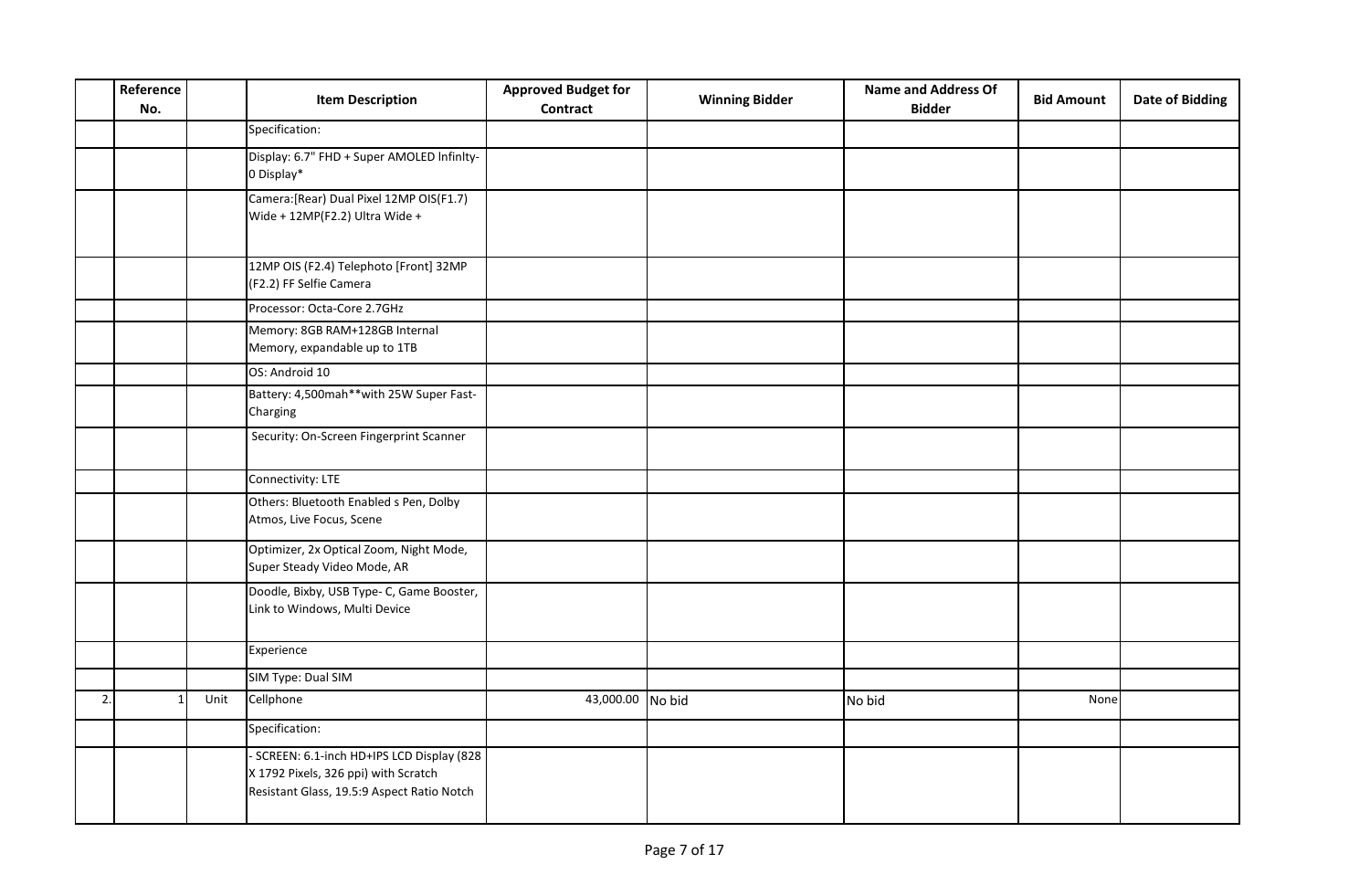| | Reference No. | | Item Description | Approved Budget for Contract | Winning Bidder | Name and Address Of Bidder | Bid Amount | Date of Bidding |
|---|---|---|---|---|---|---|---|---|
| | | | Specification: | | | | | |
| | | | Display: 6.7" FHD + Super AMOLED lnfinlty-0 Display* | | | | | |
| | | | Camera:[Rear) Dual Pixel 12MP OIS(F1.7) Wide + 12MP(F2.2) Ultra Wide + | | | | | |
| | | | 12MP OIS (F2.4) Telephoto [Front] 32MP (F2.2) FF Selfie Camera | | | | | |
| | | | Processor: Octa-Core 2.7GHz | | | | | |
| | | | Memory: 8GB RAM+128GB Internal Memory, expandable up to 1TB | | | | | |
| | | | OS: Android 10 | | | | | |
| | | | Battery: 4,500mah**with 25W Super Fast-Charging | | | | | |
| | | | Security: On-Screen Fingerprint Scanner | | | | | |
| | | | Connectivity: LTE | | | | | |
| | | | Others: Bluetooth Enabled s Pen, Dolby Atmos, Live Focus, Scene | | | | | |
| | | | Optimizer, 2x Optical Zoom, Night Mode, Super Steady Video Mode, AR | | | | | |
| | | | Doodle, Bixby, USB Type- C, Game Booster, Link to Windows, Multi Device | | | | | |
| | | | Experience | | | | | |
| | | | SIM Type: Dual SIM | | | | | |
| 2. | 1 | Unit | Cellphone | 43,000.00 | No bid | No bid | None | |
| | | | Specification: | | | | | |
| | | | - SCREEN: 6.1-inch HD+IPS LCD Display (828 X 1792 Pixels, 326 ppi) with Scratch Resistant Glass, 19.5:9 Aspect Ratio Notch | | | | | |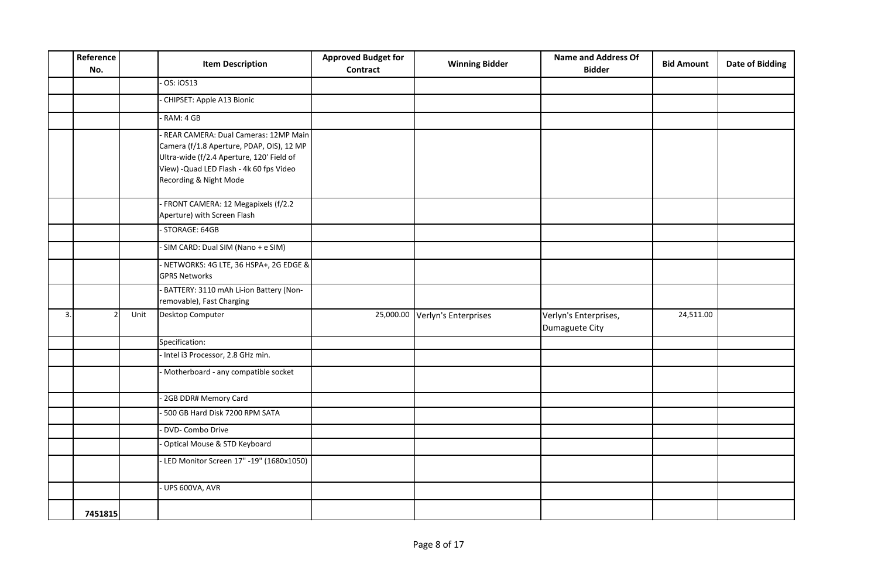| | Reference No. | | Item Description | Approved Budget for Contract | Winning Bidder | Name and Address Of Bidder | Bid Amount | Date of Bidding |
|---|---|---|---|---|---|---|---|---|
| | | | - OS: iOS13 | | | | | |
| | | | - CHIPSET: Apple A13 Bionic | | | | | |
| | | | - RAM: 4 GB | | | | | |
| | | | - REAR CAMERA: Dual Cameras: 12MP Main Camera (f/1.8 Aperture, PDAP, OIS), 12 MP Ultra-wide (f/2.4 Aperture, 120' Field of View) -Quad LED Flash - 4k 60 fps Video Recording & Night Mode | | | | | |
| | | | - FRONT CAMERA: 12 Megapixels (f/2.2 Aperture) with Screen Flash | | | | | |
| | | | - STORAGE: 64GB | | | | | |
| | | | - SIM CARD: Dual SIM (Nano + e SIM) | | | | | |
| | | | - NETWORKS: 4G LTE, 36 HSPA+, 2G EDGE & GPRS Networks | | | | | |
| | | | - BATTERY: 3110 mAh Li-ion Battery (Non-removable), Fast Charging | | | | | |
| 3. | 2 | Unit | Desktop Computer | 25,000.00 | Verlyn's Enterprises | Verlyn's Enterprises, Dumaguete City | 24,511.00 | |
| | | | Specification: | | | | | |
| | | | - Intel i3 Processor, 2.8 GHz min. | | | | | |
| | | | - Motherboard - any compatible socket | | | | | |
| | | | - 2GB DDR# Memory Card | | | | | |
| | | | - 500 GB Hard Disk 7200 RPM SATA | | | | | |
| | | | - DVD- Combo Drive | | | | | |
| | | | - Optical Mouse & STD Keyboard | | | | | |
| | | | - LED Monitor Screen 17" -19" (1680x1050) | | | | | |
| | | | - UPS 600VA, AVR | | | | | |
| | **7451815** | | | | | | | |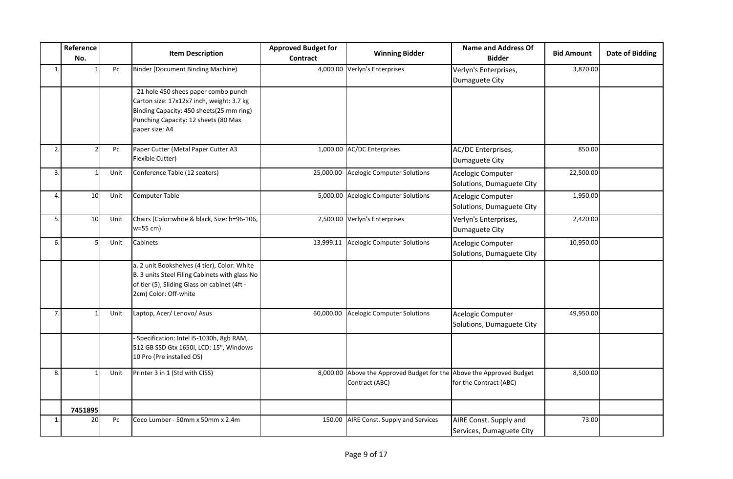| | Reference No. | | Item Description | Approved Budget for Contract | Winning Bidder | Name and Address Of Bidder | Bid Amount | Date of Bidding |
|---|---|---|---|---|---|---|---|---|
| 1. | 1 | Pc | Binder (Document Binding Machine) | 4,000.00 | Verlyn's Enterprises | Verlyn's Enterprises, Dumaguete City | 3,870.00 | |
| | | | - 21 hole 450 shees paper combo punch Carton size: 17x12x7 inch, weight: 3.7 kg Binding Capacity: 450 sheets(25 mm ring) Punching Capacity: 12 sheets (80 Max paper size: A4 | | | | | |
| 2. | 2 | Pc | Paper Cutter (Metal Paper Cutter A3 Flexible Cutter) | 1,000.00 | AC/DC Enterprises | AC/DC Enterprises, Dumaguete City | 850.00 | |
| 3. | 1 | Unit | Conference Table (12 seaters) | 25,000.00 | Acelogic Computer Solutions | Acelogic Computer Solutions, Dumaguete City | 22,500.00 | |
| 4. | 10 | Unit | Computer Table | 5,000.00 | Acelogic Computer Solutions | Acelogic Computer Solutions, Dumaguete City | 1,950.00 | |
| 5. | 10 | Unit | Chairs (Color:white & black, Size: h=96-106, w=55 cm) | 2,500.00 | Verlyn's Enterprises | Verlyn's Enterprises, Dumaguete City | 2,420.00 | |
| 6. | 5 | Unit | Cabinets | 13,999.11 | Acelogic Computer Solutions | Acelogic Computer Solutions, Dumaguete City | 10,950.00 | |
| | | | a. 2 unit Bookshelves (4 tier), Color: White B. 3 units Steel Filing Cabinets with glass No of tier (5), Sliding Glass on cabinet (4ft - 2cm) Color: Off-white | | | | | |
| 7. | 1 | Unit | Laptop, Acer/ Lenovo/ Asus | 60,000.00 | Acelogic Computer Solutions | Acelogic Computer Solutions, Dumaguete City | 49,950.00 | |
| | | | - Specification: Intel i5-1030h, 8gb RAM, 512 GB SSD Gtx 1650i, LCD: 15", Windows 10 Pro (Pre installed OS) | | | | | |
| 8. | 1 | Unit | Printer 3 in 1 (Std with CISS) | 8,000.00 | Above the Approved Budget for the Contract (ABC) | Above the Approved Budget for the Contract (ABC) | 8,500.00 | |
| | **7451895** | | | | | | | |
| 1. | 20 | Pc | Coco Lumber - 50mm x 50mm x 2.4m | 150.00 | AIRE Const. Supply and Services | AIRE Const. Supply and Services, Dumaguete City | 73.00 | |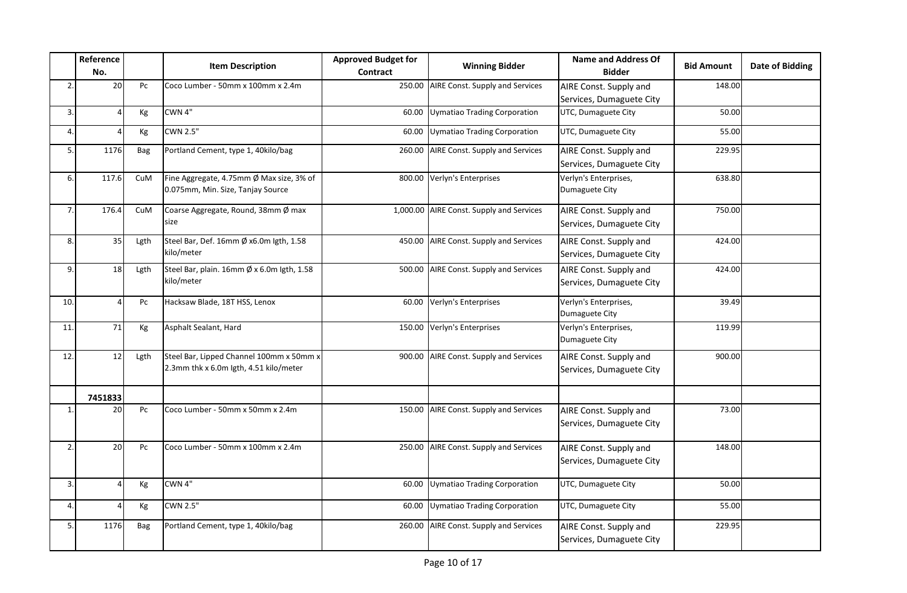| | Reference No. | | Item Description | Approved Budget for Contract | Winning Bidder | Name and Address Of Bidder | Bid Amount | Date of Bidding |
|---|---|---|---|---|---|---|---|---|
| 2. | 20 | Pc | Coco Lumber - 50mm x 100mm x 2.4m | 250.00 | AIRE Const. Supply and Services | AIRE Const. Supply and Services, Dumaguete City | 148.00 | |
| 3. | 4 | Kg | CWN 4" | 60.00 | Uymatiao Trading Corporation | UTC, Dumaguete City | 50.00 | |
| 4. | 4 | Kg | CWN 2.5" | 60.00 | Uymatiao Trading Corporation | UTC, Dumaguete City | 55.00 | |
| 5. | 1176 | Bag | Portland Cement, type 1, 40kilo/bag | 260.00 | AIRE Const. Supply and Services | AIRE Const. Supply and Services, Dumaguete City | 229.95 | |
| 6. | 117.6 | CuM | Fine Aggregate, 4.75mm Ø Max size, 3% of 0.075mm, Min. Size, Tanjay Source | 800.00 | Verlyn's Enterprises | Verlyn's Enterprises, Dumaguete City | 638.80 | |
| 7. | 176.4 | CuM | Coarse Aggregate, Round, 38mm Ø max size | 1,000.00 | AIRE Const. Supply and Services | AIRE Const. Supply and Services, Dumaguete City | 750.00 | |
| 8. | 35 | Lgth | Steel Bar, Def. 16mm Ø x6.0m lgth, 1.58 kilo/meter | 450.00 | AIRE Const. Supply and Services | AIRE Const. Supply and Services, Dumaguete City | 424.00 | |
| 9. | 18 | Lgth | Steel Bar, plain. 16mm Ø x 6.0m lgth, 1.58 kilo/meter | 500.00 | AIRE Const. Supply and Services | AIRE Const. Supply and Services, Dumaguete City | 424.00 | |
| 10. | 4 | Pc | Hacksaw Blade, 18T HSS, Lenox | 60.00 | Verlyn's Enterprises | Verlyn's Enterprises, Dumaguete City | 39.49 | |
| 11. | 71 | Kg | Asphalt Sealant, Hard | 150.00 | Verlyn's Enterprises | Verlyn's Enterprises, Dumaguete City | 119.99 | |
| 12. | 12 | Lgth | Steel Bar, Lipped Channel 100mm x 50mm x 2.3mm thk x 6.0m lgth, 4.51 kilo/meter | 900.00 | AIRE Const. Supply and Services | AIRE Const. Supply and Services, Dumaguete City | 900.00 | |
| | **7451833** | | | | | | | |
| 1. | 20 | Pc | Coco Lumber - 50mm x 50mm x 2.4m | 150.00 | AIRE Const. Supply and Services | AIRE Const. Supply and Services, Dumaguete City | 73.00 | |
| 2. | 20 | Pc | Coco Lumber - 50mm x 100mm x 2.4m | 250.00 | AIRE Const. Supply and Services | AIRE Const. Supply and Services, Dumaguete City | 148.00 | |
| 3. | 4 | Kg | CWN 4" | 60.00 | Uymatiao Trading Corporation | UTC, Dumaguete City | 50.00 | |
| 4. | 4 | Kg | CWN 2.5" | 60.00 | Uymatiao Trading Corporation | UTC, Dumaguete City | 55.00 | |
| 5. | 1176 | Bag | Portland Cement, type 1, 40kilo/bag | 260.00 | AIRE Const. Supply and Services | AIRE Const. Supply and Services, Dumaguete City | 229.95 | |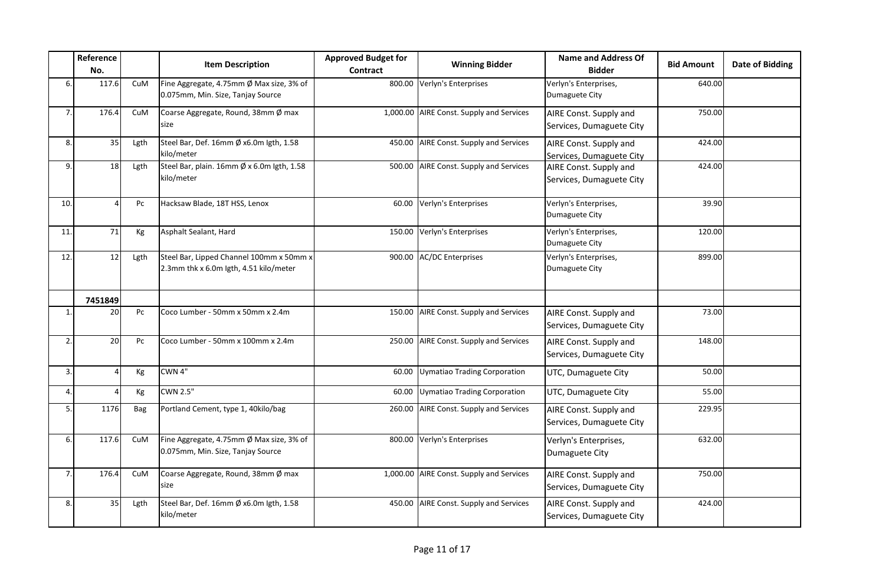| | Reference No. | | Item Description | Approved Budget for Contract | Winning Bidder | Name and Address Of Bidder | Bid Amount | Date of Bidding |
|---|---|---|---|---|---|---|---|---|
| 6. | 117.6 | CuM | Fine Aggregate, 4.75mm Ø Max size, 3% of 0.075mm, Min. Size, Tanjay Source | 800.00 | Verlyn's Enterprises | Verlyn's Enterprises, Dumaguete City | 640.00 | |
| 7. | 176.4 | CuM | Coarse Aggregate, Round, 38mm Ø max size | 1,000.00 | AIRE Const. Supply and Services | AIRE Const. Supply and Services, Dumaguete City | 750.00 | |
| 8. | 35 | Lgth | Steel Bar, Def. 16mm Ø x6.0m lgth, 1.58 kilo/meter | 450.00 | AIRE Const. Supply and Services | AIRE Const. Supply and Services, Dumaguete City | 424.00 | |
| 9. | 18 | Lgth | Steel Bar, plain. 16mm Ø x 6.0m lgth, 1.58 kilo/meter | 500.00 | AIRE Const. Supply and Services | AIRE Const. Supply and Services, Dumaguete City | 424.00 | |
| 10. | 4 | Pc | Hacksaw Blade, 18T HSS, Lenox | 60.00 | Verlyn's Enterprises | Verlyn's Enterprises, Dumaguete City | 39.90 | |
| 11. | 71 | Kg | Asphalt Sealant, Hard | 150.00 | Verlyn's Enterprises | Verlyn's Enterprises, Dumaguete City | 120.00 | |
| 12. | 12 | Lgth | Steel Bar, Lipped Channel 100mm x 50mm x 2.3mm thk x 6.0m lgth, 4.51 kilo/meter | 900.00 | AC/DC Enterprises | Verlyn's Enterprises, Dumaguete City | 899.00 | |
| | **7451849** | | | | | | | |
| 1. | 20 | Pc | Coco Lumber - 50mm x 50mm x 2.4m | 150.00 | AIRE Const. Supply and Services | AIRE Const. Supply and Services, Dumaguete City | 73.00 | |
| 2. | 20 | Pc | Coco Lumber - 50mm x 100mm x 2.4m | 250.00 | AIRE Const. Supply and Services | AIRE Const. Supply and Services, Dumaguete City | 148.00 | |
| 3. | 4 | Kg | CWN 4" | 60.00 | Uymatiao Trading Corporation | UTC, Dumaguete City | 50.00 | |
| 4. | 4 | Kg | CWN 2.5" | 60.00 | Uymatiao Trading Corporation | UTC, Dumaguete City | 55.00 | |
| 5. | 1176 | Bag | Portland Cement, type 1, 40kilo/bag | 260.00 | AIRE Const. Supply and Services | AIRE Const. Supply and Services, Dumaguete City | 229.95 | |
| 6. | 117.6 | CuM | Fine Aggregate, 4.75mm Ø Max size, 3% of 0.075mm, Min. Size, Tanjay Source | 800.00 | Verlyn's Enterprises | Verlyn's Enterprises, Dumaguete City | 632.00 | |
| 7. | 176.4 | CuM | Coarse Aggregate, Round, 38mm Ø max size | 1,000.00 | AIRE Const. Supply and Services | AIRE Const. Supply and Services, Dumaguete City | 750.00 | |
| 8. | 35 | Lgth | Steel Bar, Def. 16mm Ø x6.0m lgth, 1.58 kilo/meter | 450.00 | AIRE Const. Supply and Services | AIRE Const. Supply and Services, Dumaguete City | 424.00 | |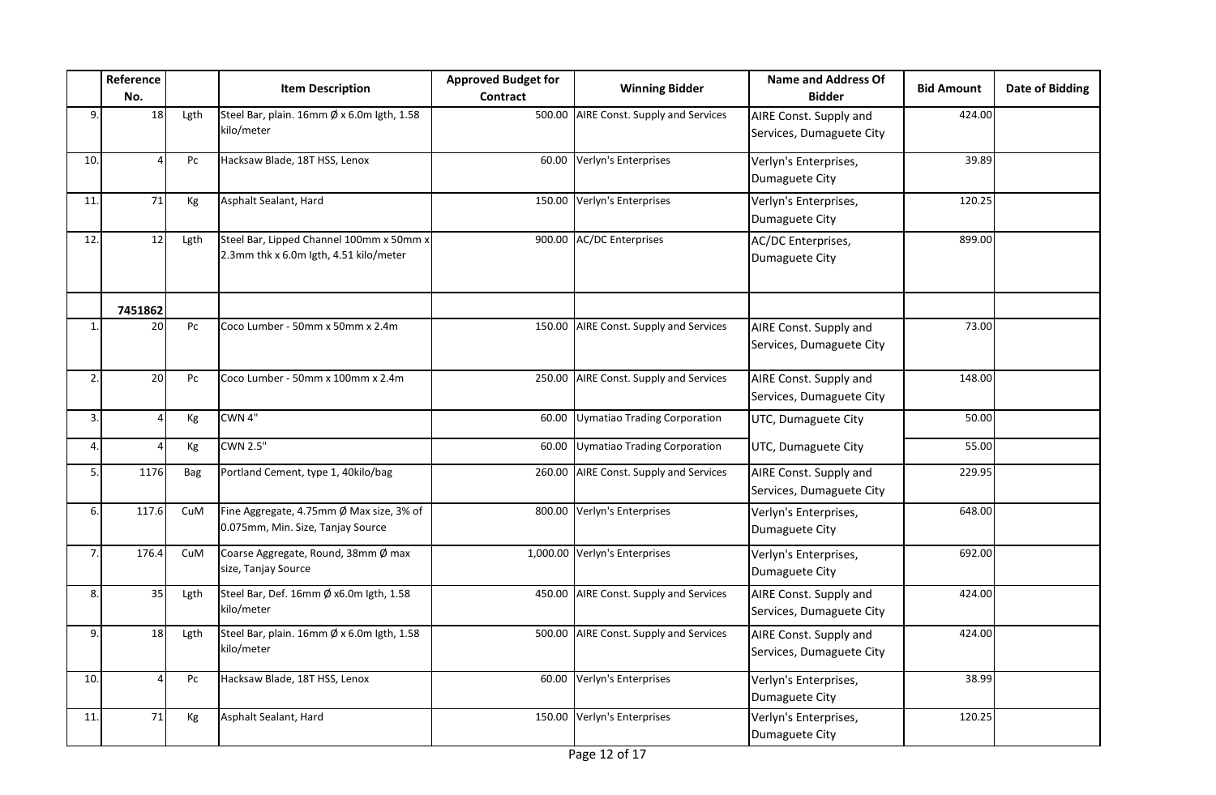| | Reference No. | | Item Description | Approved Budget for Contract | Winning Bidder | Name and Address Of Bidder | Bid Amount | Date of Bidding |
|---|---|---|---|---|---|---|---|---|
| 9. | 18 | Lgth | Steel Bar, plain. 16mm Ø x 6.0m lgth, 1.58 kilo/meter | 500.00 | AIRE Const. Supply and Services | AIRE Const. Supply and Services, Dumaguete City | 424.00 | |
| 10. | 4 | Pc | Hacksaw Blade, 18T HSS, Lenox | 60.00 | Verlyn's Enterprises | Verlyn's Enterprises, Dumaguete City | 39.89 | |
| 11. | 71 | Kg | Asphalt Sealant, Hard | 150.00 | Verlyn's Enterprises | Verlyn's Enterprises, Dumaguete City | 120.25 | |
| 12. | 12 | Lgth | Steel Bar, Lipped Channel 100mm x 50mm x 2.3mm thk x 6.0m lgth, 4.51 kilo/meter | 900.00 | AC/DC Enterprises | AC/DC Enterprises, Dumaguete City | 899.00 | |
| | 7451862 | | | | | | | |
| 1. | 20 | Pc | Coco Lumber - 50mm x 50mm x 2.4m | 150.00 | AIRE Const. Supply and Services | AIRE Const. Supply and Services, Dumaguete City | 73.00 | |
| 2. | 20 | Pc | Coco Lumber - 50mm x 100mm x 2.4m | 250.00 | AIRE Const. Supply and Services | AIRE Const. Supply and Services, Dumaguete City | 148.00 | |
| 3. | 4 | Kg | CWN 4" | 60.00 | Uymatiao Trading Corporation | UTC, Dumaguete City | 50.00 | |
| 4. | 4 | Kg | CWN 2.5" | 60.00 | Uymatiao Trading Corporation | UTC, Dumaguete City | 55.00 | |
| 5. | 1176 | Bag | Portland Cement, type 1, 40kilo/bag | 260.00 | AIRE Const. Supply and Services | AIRE Const. Supply and Services, Dumaguete City | 229.95 | |
| 6. | 117.6 | CuM | Fine Aggregate, 4.75mm Ø Max size, 3% of 0.075mm, Min. Size, Tanjay Source | 800.00 | Verlyn's Enterprises | Verlyn's Enterprises, Dumaguete City | 648.00 | |
| 7. | 176.4 | CuM | Coarse Aggregate, Round, 38mm Ø max size, Tanjay Source | 1,000.00 | Verlyn's Enterprises | Verlyn's Enterprises, Dumaguete City | 692.00 | |
| 8. | 35 | Lgth | Steel Bar, Def. 16mm Ø x6.0m lgth, 1.58 kilo/meter | 450.00 | AIRE Const. Supply and Services | AIRE Const. Supply and Services, Dumaguete City | 424.00 | |
| 9. | 18 | Lgth | Steel Bar, plain. 16mm Ø x 6.0m lgth, 1.58 kilo/meter | 500.00 | AIRE Const. Supply and Services | AIRE Const. Supply and Services, Dumaguete City | 424.00 | |
| 10. | 4 | Pc | Hacksaw Blade, 18T HSS, Lenox | 60.00 | Verlyn's Enterprises | Verlyn's Enterprises, Dumaguete City | 38.99 | |
| 11. | 71 | Kg | Asphalt Sealant, Hard | 150.00 | Verlyn's Enterprises | Verlyn's Enterprises, Dumaguete City | 120.25 | |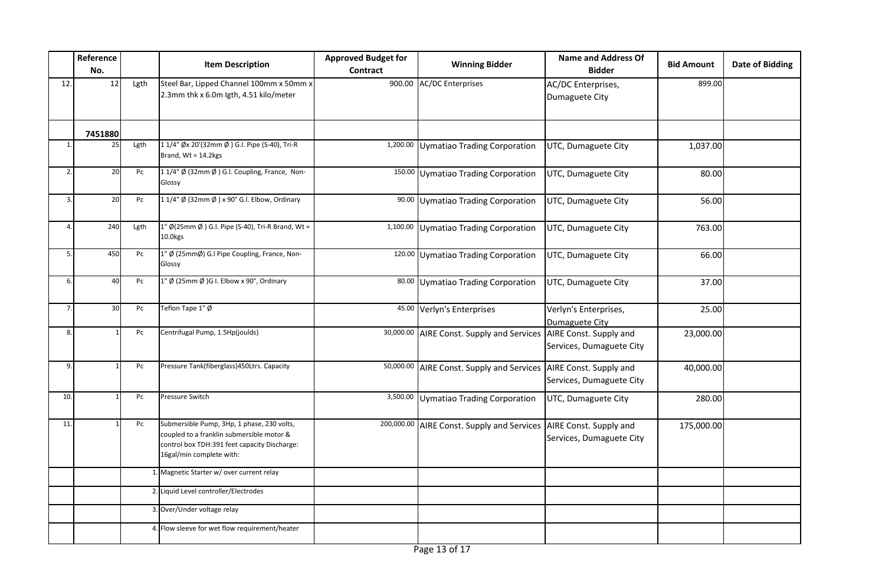| | Reference No. | | Item Description | Approved Budget for Contract | Winning Bidder | Name and Address Of Bidder | Bid Amount | Date of Bidding |
|---|---|---|---|---|---|---|---|---|
| 12. | 12 | Lgth | Steel Bar, Lipped Channel 100mm x 50mm x 2.3mm thk x 6.0m lgth, 4.51 kilo/meter | 900.00 | AC/DC Enterprises | AC/DC Enterprises, Dumaguete City | 899.00 | |
| | **7451880** | | | | | | | |
| 1. | 25 | Lgth | 1 1/4" Øx 20'(32mm Ø ) G.I. Pipe (S-40), Tri-R Brand, Wt = 14.2kgs | 1,200.00 | Uymatiao Trading Corporation | UTC, Dumaguete City | 1,037.00 | |
| 2. | 20 | Pc | 1 1/4" Ø (32mm Ø ) G.I. Coupling, France, Non-Glossy | 150.00 | Uymatiao Trading Corporation | UTC, Dumaguete City | 80.00 | |
| 3. | 20 | Pc | 1 1/4" Ø (32mm Ø ) x 90° G.I. Elbow, Ordinary | 90.00 | Uymatiao Trading Corporation | UTC, Dumaguete City | 56.00 | |
| 4. | 240 | Lgth | 1" Ø(25mm Ø ) G.I. Pipe (S-40), Tri-R Brand, Wt = 10.0kgs | 1,100.00 | Uymatiao Trading Corporation | UTC, Dumaguete City | 763.00 | |
| 5. | 450 | Pc | 1" Ø (25mmØ) G.I Pipe Coupling, France, Non-Glossy | 120.00 | Uymatiao Trading Corporation | UTC, Dumaguete City | 66.00 | |
| 6. | 40 | Pc | 1" Ø (25mm Ø )G I. Elbow x 90°, Ordinary | 80.00 | Uymatiao Trading Corporation | UTC, Dumaguete City | 37.00 | |
| 7. | 30 | Pc | Teflon Tape 1" Ø | 45.00 | Verlyn's Enterprises | Verlyn's Enterprises, Dumaguete City | 25.00 | |
| 8. | 1 | Pc | Centrifugal Pump, 1.5Hp(joulds) | 30,000.00 | AIRE Const. Supply and Services | AIRE Const. Supply and Services, Dumaguete City | 23,000.00 | |
| 9. | 1 | Pc | Pressure Tank(fiberglass)450Ltrs. Capacity | 50,000.00 | AIRE Const. Supply and Services | AIRE Const. Supply and Services, Dumaguete City | 40,000.00 | |
| 10. | 1 | Pc | Pressure Switch | 3,500.00 | Uymatiao Trading Corporation | UTC, Dumaguete City | 280.00 | |
| 11. | 1 | Pc | Submersible Pump, 3Hp, 1 phase, 230 volts, coupled to a franklin submersible motor & control box TDH:391 feet capacity Discharge: 16gal/min complete with: | 200,000.00 | AIRE Const. Supply and Services | AIRE Const. Supply and Services, Dumaguete City | 175,000.00 | |
| | | | 1. Magnetic Starter w/ over current relay | | | | | |
| | | | 2. Liquid Level controller/Electrodes | | | | | |
| | | | 3. Over/Under voltage relay | | | | | |
| | | | 4. Flow sleeve for wet flow requirement/heater | | | | | |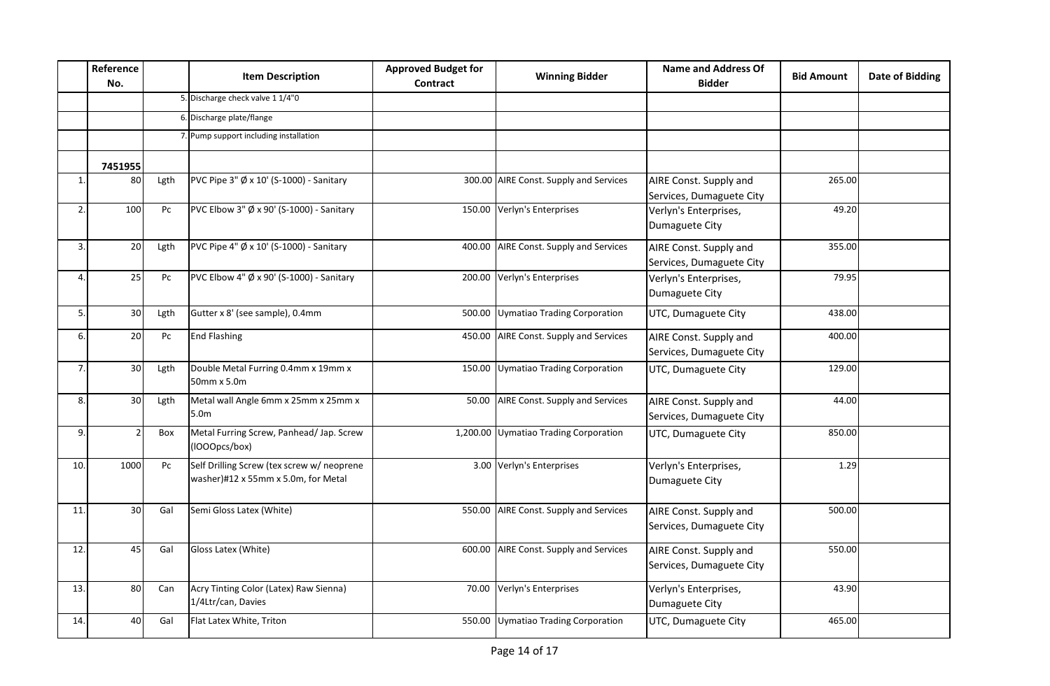| | Reference No. | | Item Description | Approved Budget for Contract | Winning Bidder | Name and Address Of Bidder | Bid Amount | Date of Bidding |
|---|---|---|---|---|---|---|---|---|
| | | | 5. Discharge check valve 1 1/4"0 | | | | | |
| | | | 6. Discharge plate/flange | | | | | |
| | | | 7. Pump support including installation | | | | | |
| | **7451955** | | | | | | | |
| 1. | 80 | Lgth | PVC Pipe 3" Ø x 10' (S-1000) - Sanitary | 300.00 | AIRE Const. Supply and Services | AIRE Const. Supply and Services, Dumaguete City | 265.00 | |
| 2. | 100 | Pc | PVC Elbow 3" Ø x 90' (S-1000) - Sanitary | 150.00 | Verlyn's Enterprises | Verlyn's Enterprises, Dumaguete City | 49.20 | |
| 3. | 20 | Lgth | PVC Pipe 4" Ø x 10' (S-1000) - Sanitary | 400.00 | AIRE Const. Supply and Services | AIRE Const. Supply and Services, Dumaguete City | 355.00 | |
| 4. | 25 | Pc | PVC Elbow 4" Ø x 90' (S-1000) - Sanitary | 200.00 | Verlyn's Enterprises | Verlyn's Enterprises, Dumaguete City | 79.95 | |
| 5. | 30 | Lgth | Gutter x 8' (see sample), 0.4mm | 500.00 | Uymatiao Trading Corporation | UTC, Dumaguete City | 438.00 | |
| 6. | 20 | Pc | End Flashing | 450.00 | AIRE Const. Supply and Services | AIRE Const. Supply and Services, Dumaguete City | 400.00 | |
| 7. | 30 | Lgth | Double Metal Furring 0.4mm x 19mm x 50mm x 5.0m | 150.00 | Uymatiao Trading Corporation | UTC, Dumaguete City | 129.00 | |
| 8. | 30 | Lgth | Metal wall Angle 6mm x 25mm x 25mm x 5.0m | 50.00 | AIRE Const. Supply and Services | AIRE Const. Supply and Services, Dumaguete City | 44.00 | |
| 9. | 2 | Box | Metal Furring Screw, Panhead/ Jap. Screw (lOOOpcs/box) | 1,200.00 | Uymatiao Trading Corporation | UTC, Dumaguete City | 850.00 | |
| 10. | 1000 | Pc | Self Drilling Screw (tex screw w/ neoprene washer)#12 x 55mm x 5.0m, for Metal | 3.00 | Verlyn's Enterprises | Verlyn's Enterprises, Dumaguete City | 1.29 | |
| 11. | 30 | Gal | Semi Gloss Latex (White) | 550.00 | AIRE Const. Supply and Services | AIRE Const. Supply and Services, Dumaguete City | 500.00 | |
| 12. | 45 | Gal | Gloss Latex (White) | 600.00 | AIRE Const. Supply and Services | AIRE Const. Supply and Services, Dumaguete City | 550.00 | |
| 13. | 80 | Can | Acry Tinting Color (Latex) Raw Sienna) 1/4Ltr/can, Davies | 70.00 | Verlyn's Enterprises | Verlyn's Enterprises, Dumaguete City | 43.90 | |
| 14. | 40 | Gal | Flat Latex White, Triton | 550.00 | Uymatiao Trading Corporation | UTC, Dumaguete City | 465.00 | |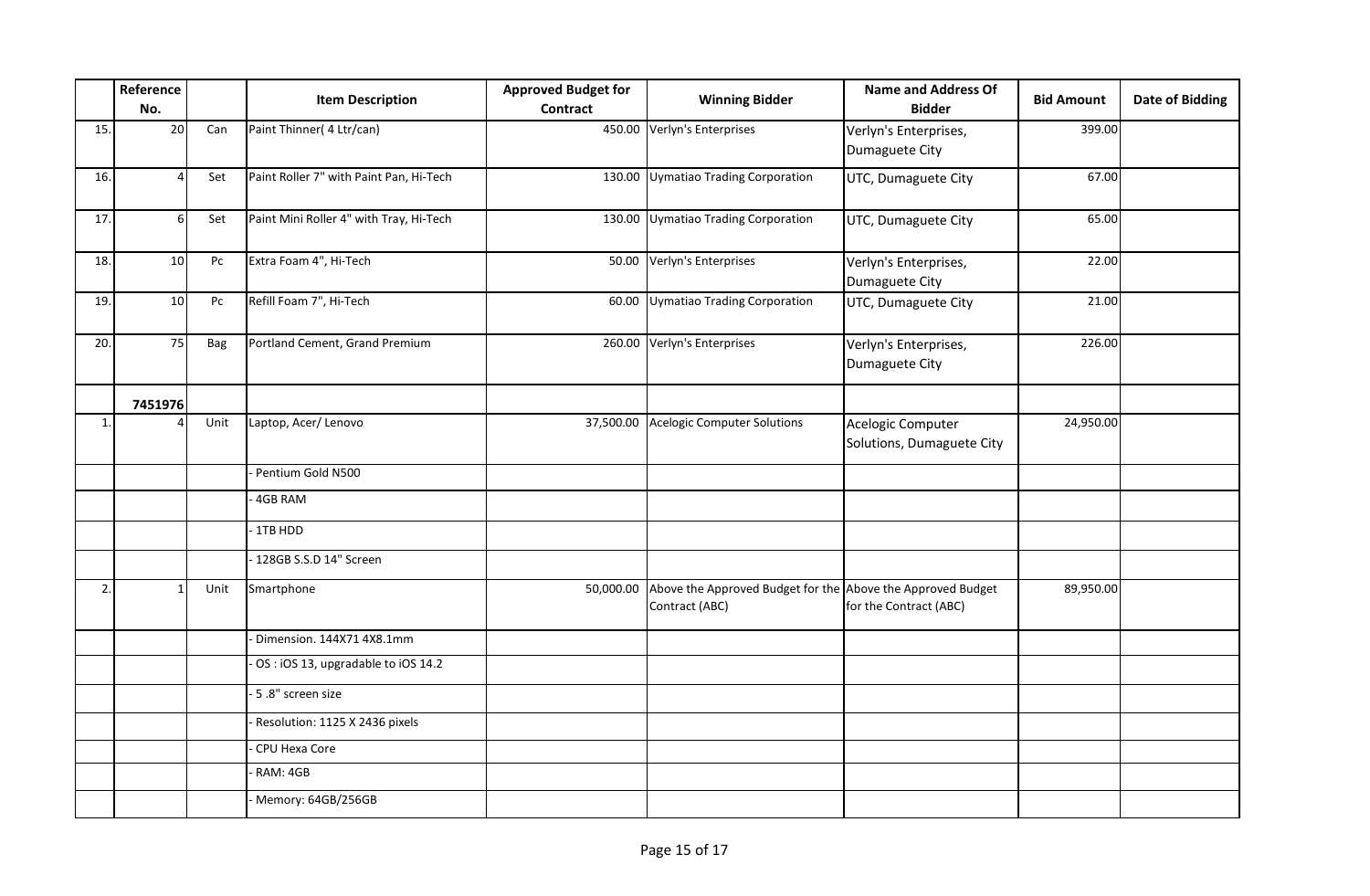| | Reference No. | | Item Description | Approved Budget for Contract | Winning Bidder | Name and Address Of Bidder | Bid Amount | Date of Bidding |
|---|---|---|---|---|---|---|---|---|
| 15. | 20 | Can | Paint Thinner( 4 Ltr/can) | 450.00 | Verlyn's Enterprises | Verlyn's Enterprises, Dumaguete City | 399.00 | |
| 16. | 4 | Set | Paint Roller 7" with Paint Pan, Hi-Tech | 130.00 | Uymatiao Trading Corporation | UTC, Dumaguete City | 67.00 | |
| 17. | 6 | Set | Paint Mini Roller 4" with Tray, Hi-Tech | 130.00 | Uymatiao Trading Corporation | UTC, Dumaguete City | 65.00 | |
| 18. | 10 | Pc | Extra Foam 4", Hi-Tech | 50.00 | Verlyn's Enterprises | Verlyn's Enterprises, Dumaguete City | 22.00 | |
| 19. | 10 | Pc | Refill Foam 7", Hi-Tech | 60.00 | Uymatiao Trading Corporation | UTC, Dumaguete City | 21.00 | |
| 20. | 75 | Bag | Portland Cement, Grand Premium | 260.00 | Verlyn's Enterprises | Verlyn's Enterprises, Dumaguete City | 226.00 | |
| | **7451976** | | | | | | | |
| 1. | 4 | Unit | Laptop, Acer/ Lenovo | 37,500.00 | Acelogic Computer Solutions | Acelogic Computer Solutions, Dumaguete City | 24,950.00 | |
| | | | - Pentium Gold N500 | | | | | |
| | | | - 4GB RAM | | | | | |
| | | | - 1TB HDD | | | | | |
| | | | - 128GB S.S.D 14" Screen | | | | | |
| 2. | 1 | Unit | Smartphone | 50,000.00 | Above the Approved Budget for the Contract (ABC) | Above the Approved Budget for the Contract (ABC) | 89,950.00 | |
| | | | - Dimension. 144X71 4X8.1mm | | | | | |
| | | | - OS : iOS 13, upgradable to iOS 14.2 | | | | | |
| | | | - 5 .8" screen size | | | | | |
| | | | - Resolution: 1125 X 2436 pixels | | | | | |
| | | | - CPU Hexa Core | | | | | |
| | | | - RAM: 4GB | | | | | |
| | | | - Memory: 64GB/256GB | | | | | |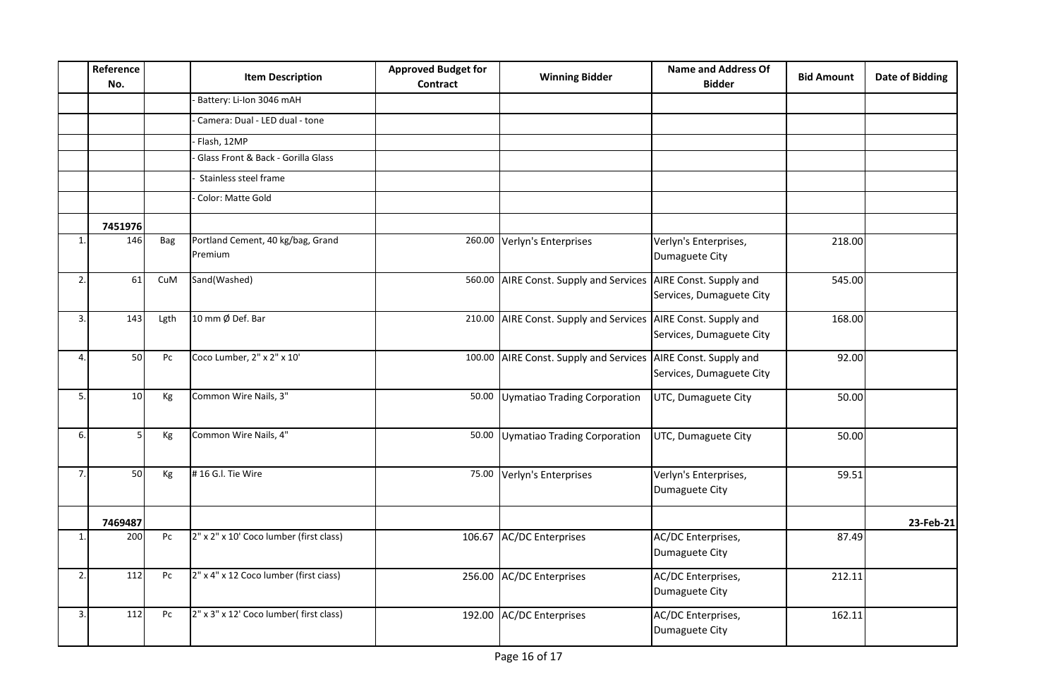| | Reference No. | | Item Description | Approved Budget for Contract | Winning Bidder | Name and Address Of Bidder | Bid Amount | Date of Bidding |
|---|---|---|---|---|---|---|---|---|
| | | | - Battery: Li-Ion 3046 mAH | | | | | |
| | | | - Camera: Dual - LED dual - tone | | | | | |
| | | | - Flash, 12MP | | | | | |
| | | | - Glass Front & Back - Gorilla Glass | | | | | |
| | | | - Stainless steel frame | | | | | |
| | | | - Color: Matte Gold | | | | | |
| | **7451976** | | | | | | | |
| 1. | 146 | Bag | Portland Cement, 40 kg/bag, Grand Premium | 260.00 | Verlyn's Enterprises | Verlyn's Enterprises, Dumaguete City | 218.00 | |
| 2. | 61 | CuM | Sand(Washed) | 560.00 | AIRE Const. Supply and Services | AIRE Const. Supply and Services, Dumaguete City | 545.00 | |
| 3. | 143 | Lgth | 10 mm Ø Def. Bar | 210.00 | AIRE Const. Supply and Services | AIRE Const. Supply and Services, Dumaguete City | 168.00 | |
| 4. | 50 | Pc | Coco Lumber, 2" x 2" x 10' | 100.00 | AIRE Const. Supply and Services | AIRE Const. Supply and Services, Dumaguete City | 92.00 | |
| 5. | 10 | Kg | Common Wire Nails, 3" | 50.00 | Uymatiao Trading Corporation | UTC, Dumaguete City | 50.00 | |
| 6. | 5 | Kg | Common Wire Nails, 4" | 50.00 | Uymatiao Trading Corporation | UTC, Dumaguete City | 50.00 | |
| 7. | 50 | Kg | # 16 G.I. Tie Wire | 75.00 | Verlyn's Enterprises | Verlyn's Enterprises, Dumaguete City | 59.51 | |
| | **7469487** | | | | | | | **23-Feb-21** |
| 1. | 200 | Pc | 2" x 2" x 10' Coco lumber (first class) | 106.67 | AC/DC Enterprises | AC/DC Enterprises, Dumaguete City | 87.49 | |
| 2. | 112 | Pc | 2" x 4" x 12 Coco lumber (first ciass) | 256.00 | AC/DC Enterprises | AC/DC Enterprises, Dumaguete City | 212.11 | |
| 3. | 112 | Pc | 2" x 3" x 12' Coco lumber( first ciass) | 192.00 | AC/DC Enterprises | AC/DC Enterprises, Dumaguete City | 162.11 | |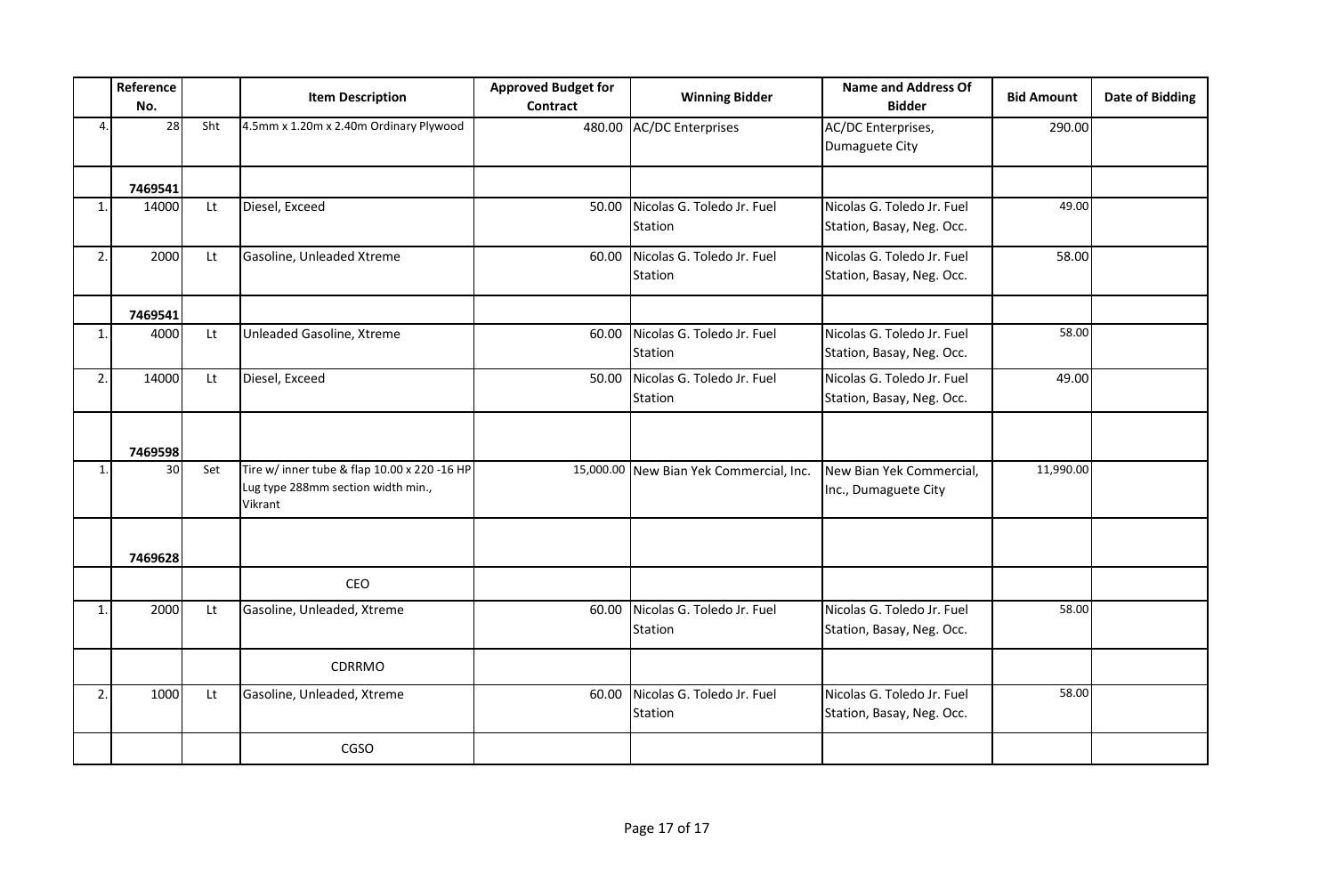| | Reference No. | | Item Description | Approved Budget for Contract | Winning Bidder | Name and Address Of Bidder | Bid Amount | Date of Bidding |
|---|---|---|---|---|---|---|---|---|
| 4. | 28 | Sht | 4.5mm x 1.20m x 2.40m Ordinary Plywood | 480.00 | AC/DC Enterprises | AC/DC Enterprises, Dumaguete City | 290.00 | |
| | **7469541** | | | | | | | |
| 1. | 14000 | Lt | Diesel, Exceed | 50.00 | Nicolas G. Toledo Jr. Fuel Station | Nicolas G. Toledo Jr. Fuel Station, Basay, Neg. Occ. | 49.00 | |
| 2. | 2000 | Lt | Gasoline, Unleaded Xtreme | 60.00 | Nicolas G. Toledo Jr. Fuel Station | Nicolas G. Toledo Jr. Fuel Station, Basay, Neg. Occ. | 58.00 | |
| | **7469541** | | | | | | | |
| 1. | 4000 | Lt | Unleaded Gasoline, Xtreme | 60.00 | Nicolas G. Toledo Jr. Fuel Station | Nicolas G. Toledo Jr. Fuel Station, Basay, Neg. Occ. | 58.00 | |
| 2. | 14000 | Lt | Diesel, Exceed | 50.00 | Nicolas G. Toledo Jr. Fuel Station | Nicolas G. Toledo Jr. Fuel Station, Basay, Neg. Occ. | 49.00 | |
| | **7469598** | | | | | | | |
| 1. | 30 | Set | Tire w/ inner tube & flap 10.00 x 220 -16 HP Lug type 288mm section width min., Vikrant | 15,000.00 | New Bian Yek Commercial, Inc. | New Bian Yek Commercial, Inc., Dumaguete City | 11,990.00 | |
| | **7469628** | | | | | | | |
| | | | CEO | | | | | |
| 1. | 2000 | Lt | Gasoline, Unleaded, Xtreme | 60.00 | Nicolas G. Toledo Jr. Fuel Station | Nicolas G. Toledo Jr. Fuel Station, Basay, Neg. Occ. | 58.00 | |
| | | | CDRRMO | | | | | |
| 2. | 1000 | Lt | Gasoline, Unleaded, Xtreme | 60.00 | Nicolas G. Toledo Jr. Fuel Station | Nicolas G. Toledo Jr. Fuel Station, Basay, Neg. Occ. | 58.00 | |
| | | | CGSO | | | | | |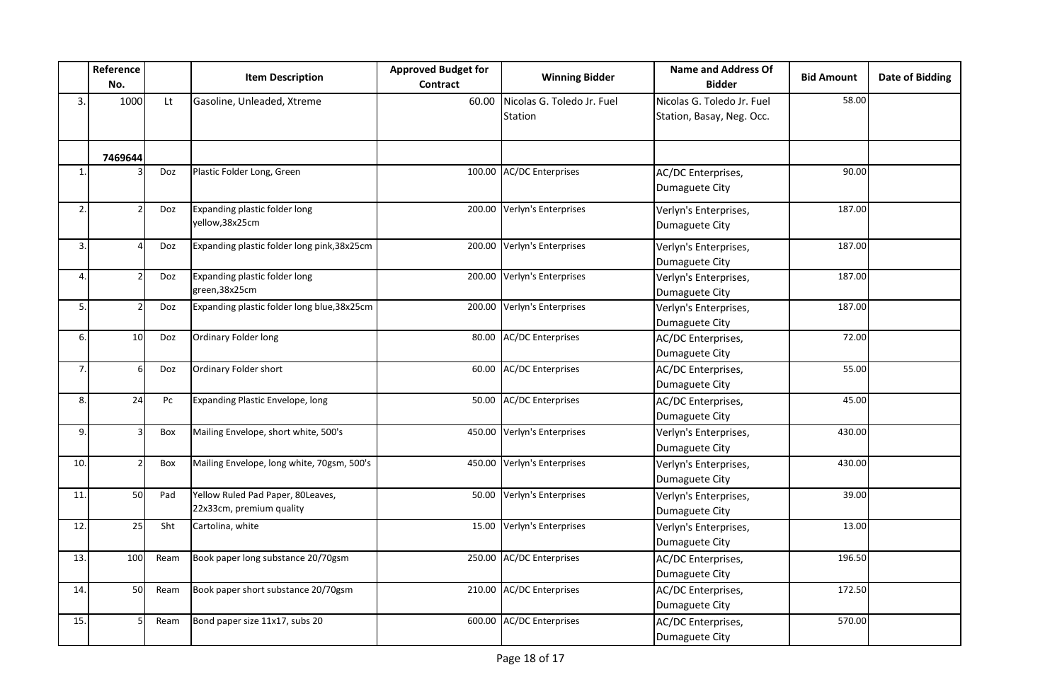| | Reference No. | | Item Description | Approved Budget for Contract | Winning Bidder | Name and Address Of Bidder | Bid Amount | Date of Bidding |
|---|---|---|---|---|---|---|---|---|
| 3. | 1000 | Lt | Gasoline, Unleaded, Xtreme | 60.00 | Nicolas G. Toledo Jr. Fuel Station | Nicolas G. Toledo Jr. Fuel Station, Basay, Neg. Occ. | 58.00 | |
| | **7469644** | | | | | | | |
| 1. | 3 | Doz | Plastic Folder Long, Green | 100.00 | AC/DC Enterprises | AC/DC Enterprises, Dumaguete City | 90.00 | |
| 2. | 2 | Doz | Expanding plastic folder long yellow,38x25cm | 200.00 | Verlyn's Enterprises | Verlyn's Enterprises, Dumaguete City | 187.00 | |
| 3. | 4 | Doz | Expanding plastic folder long pink,38x25cm | 200.00 | Verlyn's Enterprises | Verlyn's Enterprises, Dumaguete City | 187.00 | |
| 4. | 2 | Doz | Expanding plastic folder long green,38x25cm | 200.00 | Verlyn's Enterprises | Verlyn's Enterprises, Dumaguete City | 187.00 | |
| 5. | 2 | Doz | Expanding plastic folder long blue,38x25cm | 200.00 | Verlyn's Enterprises | Verlyn's Enterprises, Dumaguete City | 187.00 | |
| 6. | 10 | Doz | Ordinary Folder long | 80.00 | AC/DC Enterprises | AC/DC Enterprises, Dumaguete City | 72.00 | |
| 7. | 6 | Doz | Ordinary Folder short | 60.00 | AC/DC Enterprises | AC/DC Enterprises, Dumaguete City | 55.00 | |
| 8. | 24 | Pc | Expanding Plastic Envelope, long | 50.00 | AC/DC Enterprises | AC/DC Enterprises, Dumaguete City | 45.00 | |
| 9. | 3 | Box | Mailing Envelope, short white, 500's | 450.00 | Verlyn's Enterprises | Verlyn's Enterprises, Dumaguete City | 430.00 | |
| 10. | 2 | Box | Mailing Envelope, long white, 70gsm, 500's | 450.00 | Verlyn's Enterprises | Verlyn's Enterprises, Dumaguete City | 430.00 | |
| 11. | 50 | Pad | Yellow Ruled Pad Paper, 80Leaves, 22x33cm, premium quality | 50.00 | Verlyn's Enterprises | Verlyn's Enterprises, Dumaguete City | 39.00 | |
| 12. | 25 | Sht | Cartolina, white | 15.00 | Verlyn's Enterprises | Verlyn's Enterprises, Dumaguete City | 13.00 | |
| 13. | 100 | Ream | Book paper long substance 20/70gsm | 250.00 | AC/DC Enterprises | AC/DC Enterprises, Dumaguete City | 196.50 | |
| 14. | 50 | Ream | Book paper short substance 20/70gsm | 210.00 | AC/DC Enterprises | AC/DC Enterprises, Dumaguete City | 172.50 | |
| 15. | 5 | Ream | Bond paper size 11x17, subs 20 | 600.00 | AC/DC Enterprises | AC/DC Enterprises, Dumaguete City | 570.00 | |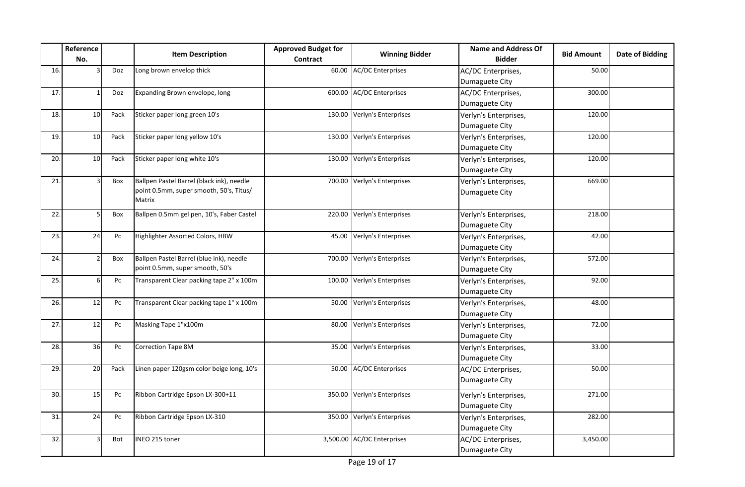| | Reference No. | | Item Description | Approved Budget for Contract | Winning Bidder | Name and Address Of Bidder | Bid Amount | Date of Bidding |
|---|---|---|---|---|---|---|---|---|
| 16. | 3 | Doz | Long brown envelop thick | 60.00 | AC/DC Enterprises | AC/DC Enterprises, Dumaguete City | 50.00 | |
| 17. | 1 | Doz | Expanding Brown envelope, long | 600.00 | AC/DC Enterprises | AC/DC Enterprises, Dumaguete City | 300.00 | |
| 18. | 10 | Pack | Sticker paper long green 10's | 130.00 | Verlyn's Enterprises | Verlyn's Enterprises, Dumaguete City | 120.00 | |
| 19. | 10 | Pack | Sticker paper long yellow 10's | 130.00 | Verlyn's Enterprises | Verlyn's Enterprises, Dumaguete City | 120.00 | |
| 20. | 10 | Pack | Sticker paper long white 10's | 130.00 | Verlyn's Enterprises | Verlyn's Enterprises, Dumaguete City | 120.00 | |
| 21. | 3 | Box | Ballpen Pastel Barrel (black ink), needle point 0.5mm, super smooth, 50's, Titus/ Matrix | 700.00 | Verlyn's Enterprises | Verlyn's Enterprises, Dumaguete City | 669.00 | |
| 22. | 5 | Box | Ballpen 0.5mm gel pen, 10's, Faber Castel | 220.00 | Verlyn's Enterprises | Verlyn's Enterprises, Dumaguete City | 218.00 | |
| 23. | 24 | Pc | Highlighter Assorted Colors, HBW | 45.00 | Verlyn's Enterprises | Verlyn's Enterprises, Dumaguete City | 42.00 | |
| 24. | 2 | Box | Ballpen Pastel Barrel (blue ink), needle point 0.5mm, super smooth, 50's | 700.00 | Verlyn's Enterprises | Verlyn's Enterprises, Dumaguete City | 572.00 | |
| 25. | 6 | Pc | Transparent Clear packing tape 2" x 100m | 100.00 | Verlyn's Enterprises | Verlyn's Enterprises, Dumaguete City | 92.00 | |
| 26. | 12 | Pc | Transparent Clear packing tape 1" x 100m | 50.00 | Verlyn's Enterprises | Verlyn's Enterprises, Dumaguete City | 48.00 | |
| 27. | 12 | Pc | Masking Tape 1"x100m | 80.00 | Verlyn's Enterprises | Verlyn's Enterprises, Dumaguete City | 72.00 | |
| 28. | 36 | Pc | Correction Tape 8M | 35.00 | Verlyn's Enterprises | Verlyn's Enterprises, Dumaguete City | 33.00 | |
| 29. | 20 | Pack | Linen paper 120gsm color beige long, 10's | 50.00 | AC/DC Enterprises | AC/DC Enterprises, Dumaguete City | 50.00 | |
| 30. | 15 | Pc | Ribbon Cartridge Epson LX-300+11 | 350.00 | Verlyn's Enterprises | Verlyn's Enterprises, Dumaguete City | 271.00 | |
| 31. | 24 | Pc | Ribbon Cartridge Epson LX-310 | 350.00 | Verlyn's Enterprises | Verlyn's Enterprises, Dumaguete City | 282.00 | |
| 32. | 3 | Bot | INEO 215 toner | 3,500.00 | AC/DC Enterprises | AC/DC Enterprises, Dumaguete City | 3,450.00 | |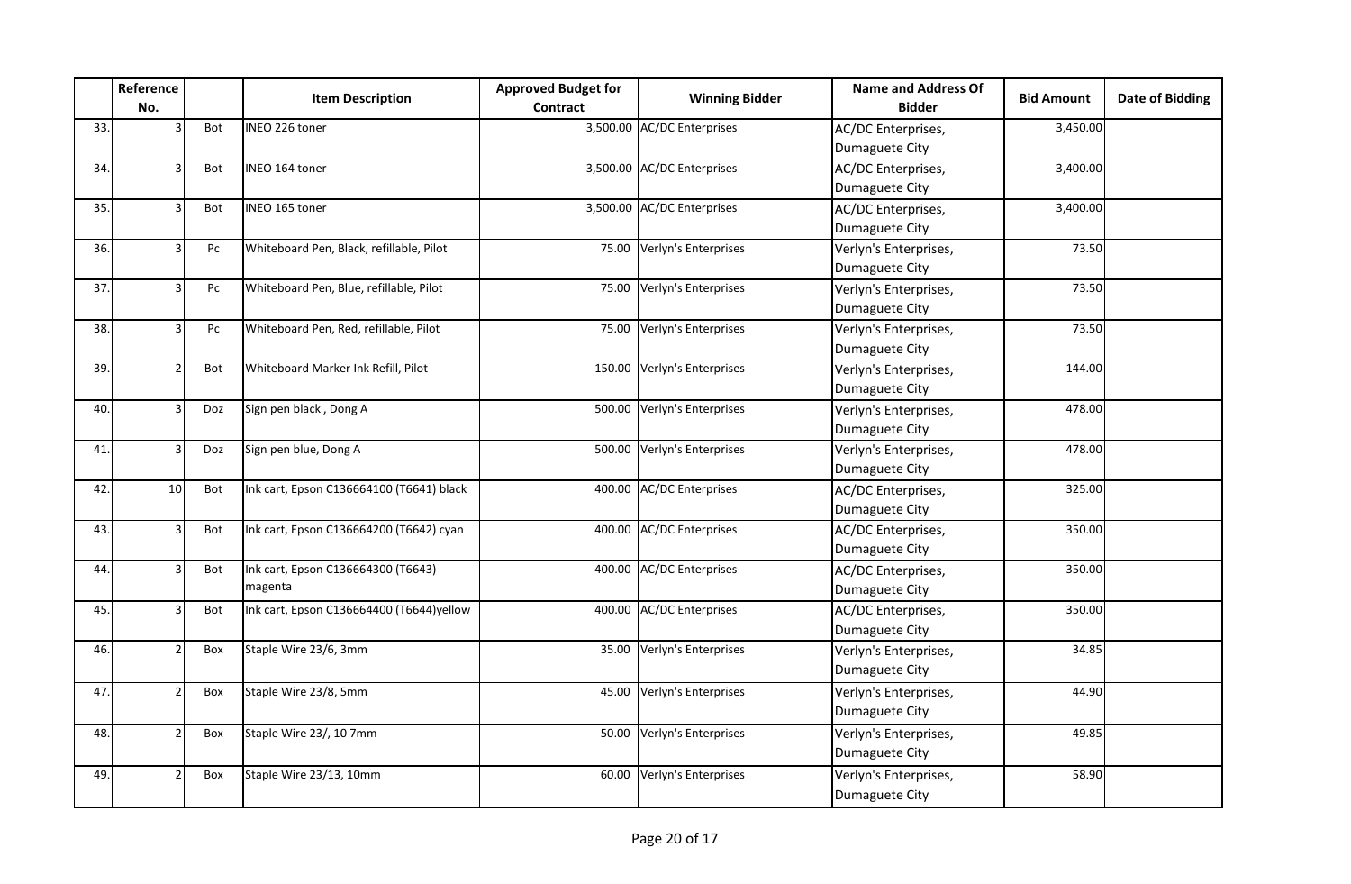| | Reference No. | | Item Description | Approved Budget for Contract | Winning Bidder | Name and Address Of Bidder | Bid Amount | Date of Bidding |
|---|---|---|---|---|---|---|---|---|
| 33. | 3 | Bot | INEO 226 toner | 3,500.00 | AC/DC Enterprises | AC/DC Enterprises, Dumaguete City | 3,450.00 | |
| 34. | 3 | Bot | INEO 164 toner | 3,500.00 | AC/DC Enterprises | AC/DC Enterprises, Dumaguete City | 3,400.00 | |
| 35. | 3 | Bot | INEO 165 toner | 3,500.00 | AC/DC Enterprises | AC/DC Enterprises, Dumaguete City | 3,400.00 | |
| 36. | 3 | Pc | Whiteboard Pen, Black, refillable, Pilot | 75.00 | Verlyn's Enterprises | Verlyn's Enterprises, Dumaguete City | 73.50 | |
| 37. | 3 | Pc | Whiteboard Pen, Blue, refillable, Pilot | 75.00 | Verlyn's Enterprises | Verlyn's Enterprises, Dumaguete City | 73.50 | |
| 38. | 3 | Pc | Whiteboard Pen, Red, refillable, Pilot | 75.00 | Verlyn's Enterprises | Verlyn's Enterprises, Dumaguete City | 73.50 | |
| 39. | 2 | Bot | Whiteboard Marker Ink Refill, Pilot | 150.00 | Verlyn's Enterprises | Verlyn's Enterprises, Dumaguete City | 144.00 | |
| 40. | 3 | Doz | Sign pen black , Dong A | 500.00 | Verlyn's Enterprises | Verlyn's Enterprises, Dumaguete City | 478.00 | |
| 41. | 3 | Doz | Sign pen blue, Dong A | 500.00 | Verlyn's Enterprises | Verlyn's Enterprises, Dumaguete City | 478.00 | |
| 42. | 10 | Bot | Ink cart, Epson C136664100 (T6641) black | 400.00 | AC/DC Enterprises | AC/DC Enterprises, Dumaguete City | 325.00 | |
| 43. | 3 | Bot | Ink cart, Epson C136664200 (T6642) cyan | 400.00 | AC/DC Enterprises | AC/DC Enterprises, Dumaguete City | 350.00 | |
| 44. | 3 | Bot | Ink cart, Epson C136664300 (T6643) magenta | 400.00 | AC/DC Enterprises | AC/DC Enterprises, Dumaguete City | 350.00 | |
| 45. | 3 | Bot | Ink cart, Epson C136664400 (T6644)yellow | 400.00 | AC/DC Enterprises | AC/DC Enterprises, Dumaguete City | 350.00 | |
| 46. | 2 | Box | Staple Wire 23/6, 3mm | 35.00 | Verlyn's Enterprises | Verlyn's Enterprises, Dumaguete City | 34.85 | |
| 47. | 2 | Box | Staple Wire 23/8, 5mm | 45.00 | Verlyn's Enterprises | Verlyn's Enterprises, Dumaguete City | 44.90 | |
| 48. | 2 | Box | Staple Wire 23/, 10 7mm | 50.00 | Verlyn's Enterprises | Verlyn's Enterprises, Dumaguete City | 49.85 | |
| 49. | 2 | Box | Staple Wire 23/13, 10mm | 60.00 | Verlyn's Enterprises | Verlyn's Enterprises, Dumaguete City | 58.90 | |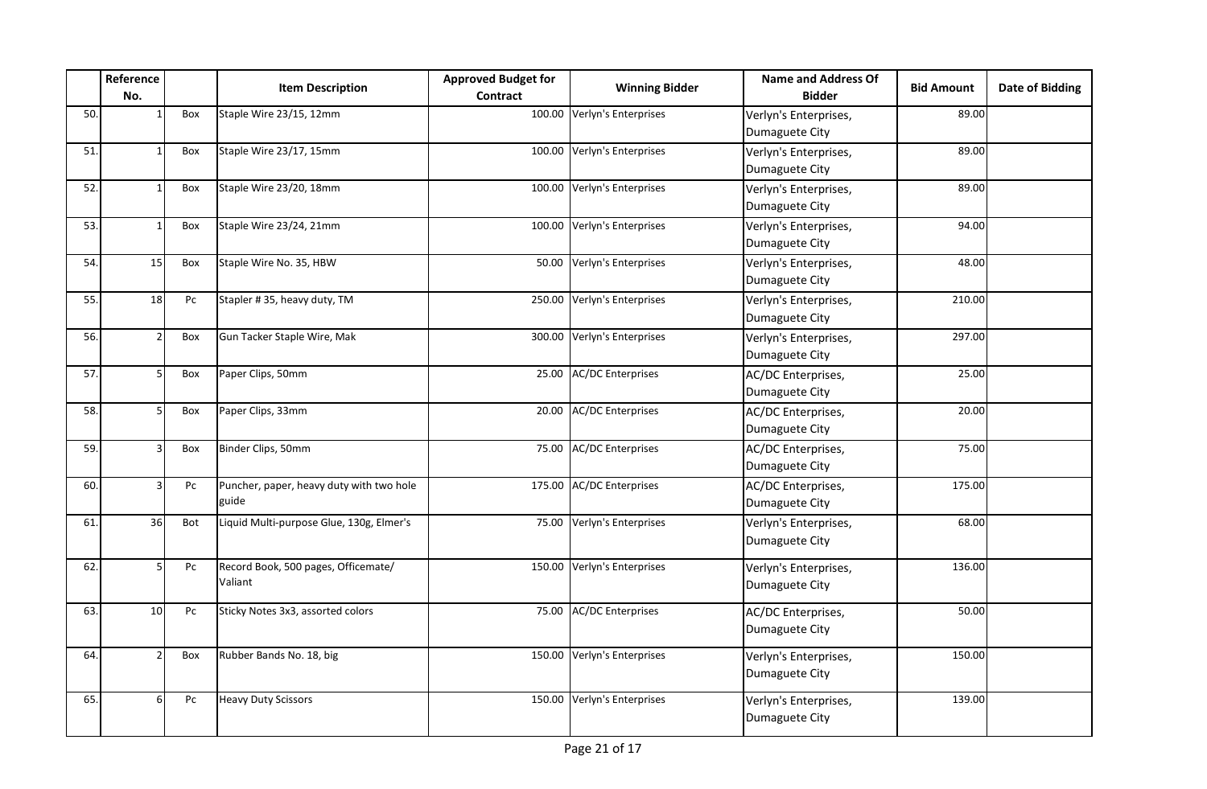| | Reference No. | | Item Description | Approved Budget for Contract | Winning Bidder | Name and Address Of Bidder | Bid Amount | Date of Bidding |
|---|---|---|---|---|---|---|---|---|
| 50. | 1 | Box | Staple Wire 23/15, 12mm | 100.00 | Verlyn's Enterprises | Verlyn's Enterprises, Dumaguete City | 89.00 | |
| 51. | 1 | Box | Staple Wire 23/17, 15mm | 100.00 | Verlyn's Enterprises | Verlyn's Enterprises, Dumaguete City | 89.00 | |
| 52. | 1 | Box | Staple Wire 23/20, 18mm | 100.00 | Verlyn's Enterprises | Verlyn's Enterprises, Dumaguete City | 89.00 | |
| 53. | 1 | Box | Staple Wire 23/24, 21mm | 100.00 | Verlyn's Enterprises | Verlyn's Enterprises, Dumaguete City | 94.00 | |
| 54. | 15 | Box | Staple Wire No. 35, HBW | 50.00 | Verlyn's Enterprises | Verlyn's Enterprises, Dumaguete City | 48.00 | |
| 55. | 18 | Pc | Stapler # 35, heavy duty, TM | 250.00 | Verlyn's Enterprises | Verlyn's Enterprises, Dumaguete City | 210.00 | |
| 56. | 2 | Box | Gun Tacker Staple Wire, Mak | 300.00 | Verlyn's Enterprises | Verlyn's Enterprises, Dumaguete City | 297.00 | |
| 57. | 5 | Box | Paper Clips, 50mm | 25.00 | AC/DC Enterprises | AC/DC Enterprises, Dumaguete City | 25.00 | |
| 58. | 5 | Box | Paper Clips, 33mm | 20.00 | AC/DC Enterprises | AC/DC Enterprises, Dumaguete City | 20.00 | |
| 59. | 3 | Box | Binder Clips, 50mm | 75.00 | AC/DC Enterprises | AC/DC Enterprises, Dumaguete City | 75.00 | |
| 60. | 3 | Pc | Puncher, paper, heavy duty with two hole guide | 175.00 | AC/DC Enterprises | AC/DC Enterprises, Dumaguete City | 175.00 | |
| 61. | 36 | Bot | Liquid Multi-purpose Glue, 130g, Elmer's | 75.00 | Verlyn's Enterprises | Verlyn's Enterprises, Dumaguete City | 68.00 | |
| 62. | 5 | Pc | Record Book, 500 pages, Officemate/ Valiant | 150.00 | Verlyn's Enterprises | Verlyn's Enterprises, Dumaguete City | 136.00 | |
| 63. | 10 | Pc | Sticky Notes 3x3, assorted colors | 75.00 | AC/DC Enterprises | AC/DC Enterprises, Dumaguete City | 50.00 | |
| 64. | 2 | Box | Rubber Bands No. 18, big | 150.00 | Verlyn's Enterprises | Verlyn's Enterprises, Dumaguete City | 150.00 | |
| 65. | 6 | Pc | Heavy Duty Scissors | 150.00 | Verlyn's Enterprises | Verlyn's Enterprises, Dumaguete City | 139.00 | |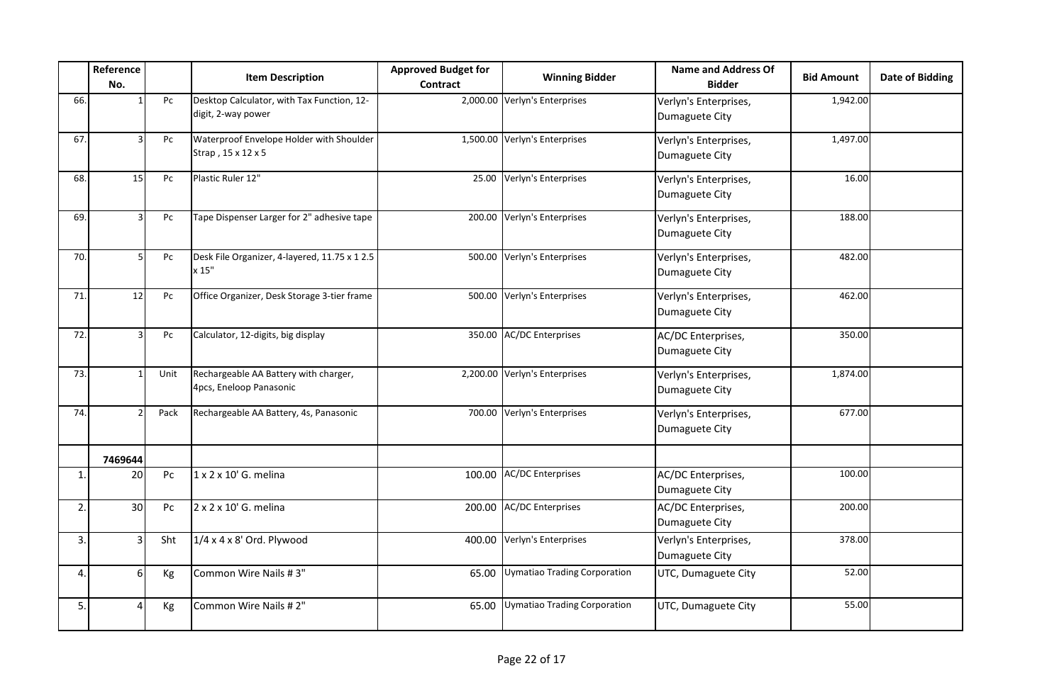|  | Reference No. |  | Item Description | Approved Budget for Contract | Winning Bidder | Name and Address Of Bidder | Bid Amount | Date of Bidding |
|---|---|---|---|---|---|---|---|---|
| 66. | 1 | Pc | Desktop Calculator, with Tax Function, 12-digit, 2-way power | 2,000.00 | Verlyn's Enterprises | Verlyn's Enterprises, Dumaguete City | 1,942.00 |  |
| 67. | 3 | Pc | Waterproof Envelope Holder with Shoulder Strap , 15 x 12 x 5 | 1,500.00 | Verlyn's Enterprises | Verlyn's Enterprises, Dumaguete City | 1,497.00 |  |
| 68. | 15 | Pc | Plastic Ruler 12" | 25.00 | Verlyn's Enterprises | Verlyn's Enterprises, Dumaguete City | 16.00 |  |
| 69. | 3 | Pc | Tape Dispenser Larger for 2" adhesive tape | 200.00 | Verlyn's Enterprises | Verlyn's Enterprises, Dumaguete City | 188.00 |  |
| 70. | 5 | Pc | Desk File Organizer, 4-layered, 11.75 x 1 2.5 x 15" | 500.00 | Verlyn's Enterprises | Verlyn's Enterprises, Dumaguete City | 482.00 |  |
| 71. | 12 | Pc | Office Organizer, Desk Storage 3-tier frame | 500.00 | Verlyn's Enterprises | Verlyn's Enterprises, Dumaguete City | 462.00 |  |
| 72. | 3 | Pc | Calculator, 12-digits, big display | 350.00 | AC/DC Enterprises | AC/DC Enterprises, Dumaguete City | 350.00 |  |
| 73. | 1 | Unit | Rechargeable AA Battery with charger, 4pcs, Eneloop Panasonic | 2,200.00 | Verlyn's Enterprises | Verlyn's Enterprises, Dumaguete City | 1,874.00 |  |
| 74. | 2 | Pack | Rechargeable AA Battery, 4s, Panasonic | 700.00 | Verlyn's Enterprises | Verlyn's Enterprises, Dumaguete City | 677.00 |  |
|  | **7469644** |  |  |  |  |  |  |  |
| 1. | 20 | Pc | 1 x 2 x 10' G. melina | 100.00 | AC/DC Enterprises | AC/DC Enterprises, Dumaguete City | 100.00 |  |
| 2. | 30 | Pc | 2 x 2 x 10' G. melina | 200.00 | AC/DC Enterprises | AC/DC Enterprises, Dumaguete City | 200.00 |  |
| 3. | 3 | Sht | 1/4 x 4 x 8' Ord. Plywood | 400.00 | Verlyn's Enterprises | Verlyn's Enterprises, Dumaguete City | 378.00 |  |
| 4. | 6 | Kg | Common Wire Nails # 3" | 65.00 | Uymatiao Trading Corporation | UTC, Dumaguete City | 52.00 |  |
| 5. | 4 | Kg | Common Wire Nails # 2" | 65.00 | Uymatiao Trading Corporation | UTC, Dumaguete City | 55.00 |  |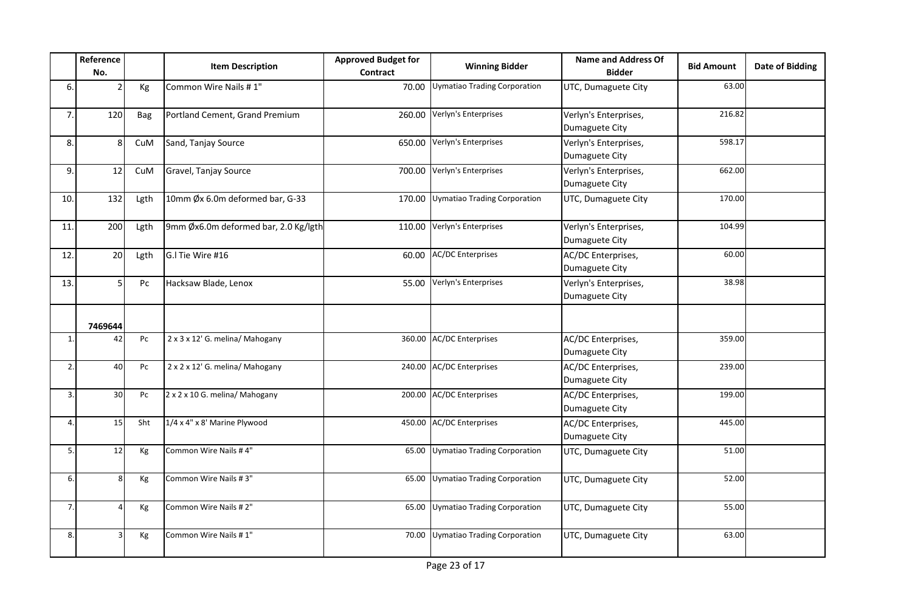| | Reference No. | | Item Description | Approved Budget for Contract | Winning Bidder | Name and Address Of Bidder | Bid Amount | Date of Bidding |
|---|---|---|---|---|---|---|---|---|
| 6. | 2 | Kg | Common Wire Nails # 1" | 70.00 | Uymatiao Trading Corporation | UTC, Dumaguete City | 63.00 | |
| 7. | 120 | Bag | Portland Cement, Grand Premium | 260.00 | Verlyn's Enterprises | Verlyn's Enterprises, Dumaguete City | 216.82 | |
| 8. | 8 | CuM | Sand, Tanjay Source | 650.00 | Verlyn's Enterprises | Verlyn's Enterprises, Dumaguete City | 598.17 | |
| 9. | 12 | CuM | Gravel, Tanjay Source | 700.00 | Verlyn's Enterprises | Verlyn's Enterprises, Dumaguete City | 662.00 | |
| 10. | 132 | Lgth | 10mm Øx 6.0m deformed bar, G-33 | 170.00 | Uymatiao Trading Corporation | UTC, Dumaguete City | 170.00 | |
| 11. | 200 | Lgth | 9mm Øx6.0m deformed bar, 2.0 Kg/lgth | 110.00 | Verlyn's Enterprises | Verlyn's Enterprises, Dumaguete City | 104.99 | |
| 12. | 20 | Lgth | G.I Tie Wire #16 | 60.00 | AC/DC Enterprises | AC/DC Enterprises, Dumaguete City | 60.00 | |
| 13. | 5 | Pc | Hacksaw Blade, Lenox | 55.00 | Verlyn's Enterprises | Verlyn's Enterprises, Dumaguete City | 38.98 | |
| | 7469644 | | | | | | | |
| 1. | 42 | Pc | 2 x 3 x 12' G. melina/ Mahogany | 360.00 | AC/DC Enterprises | AC/DC Enterprises, Dumaguete City | 359.00 | |
| 2. | 40 | Pc | 2 x 2 x 12' G. melina/ Mahogany | 240.00 | AC/DC Enterprises | AC/DC Enterprises, Dumaguete City | 239.00 | |
| 3. | 30 | Pc | 2 x 2 x 10 G. melina/ Mahogany | 200.00 | AC/DC Enterprises | AC/DC Enterprises, Dumaguete City | 199.00 | |
| 4. | 15 | Sht | 1/4 x 4" x 8' Marine Plywood | 450.00 | AC/DC Enterprises | AC/DC Enterprises, Dumaguete City | 445.00 | |
| 5. | 12 | Kg | Common Wire Nails # 4" | 65.00 | Uymatiao Trading Corporation | UTC, Dumaguete City | 51.00 | |
| 6. | 8 | Kg | Common Wire Nails # 3" | 65.00 | Uymatiao Trading Corporation | UTC, Dumaguete City | 52.00 | |
| 7. | 4 | Kg | Common Wire Nails # 2" | 65.00 | Uymatiao Trading Corporation | UTC, Dumaguete City | 55.00 | |
| 8. | 3 | Kg | Common Wire Nails # 1" | 70.00 | Uymatiao Trading Corporation | UTC, Dumaguete City | 63.00 | |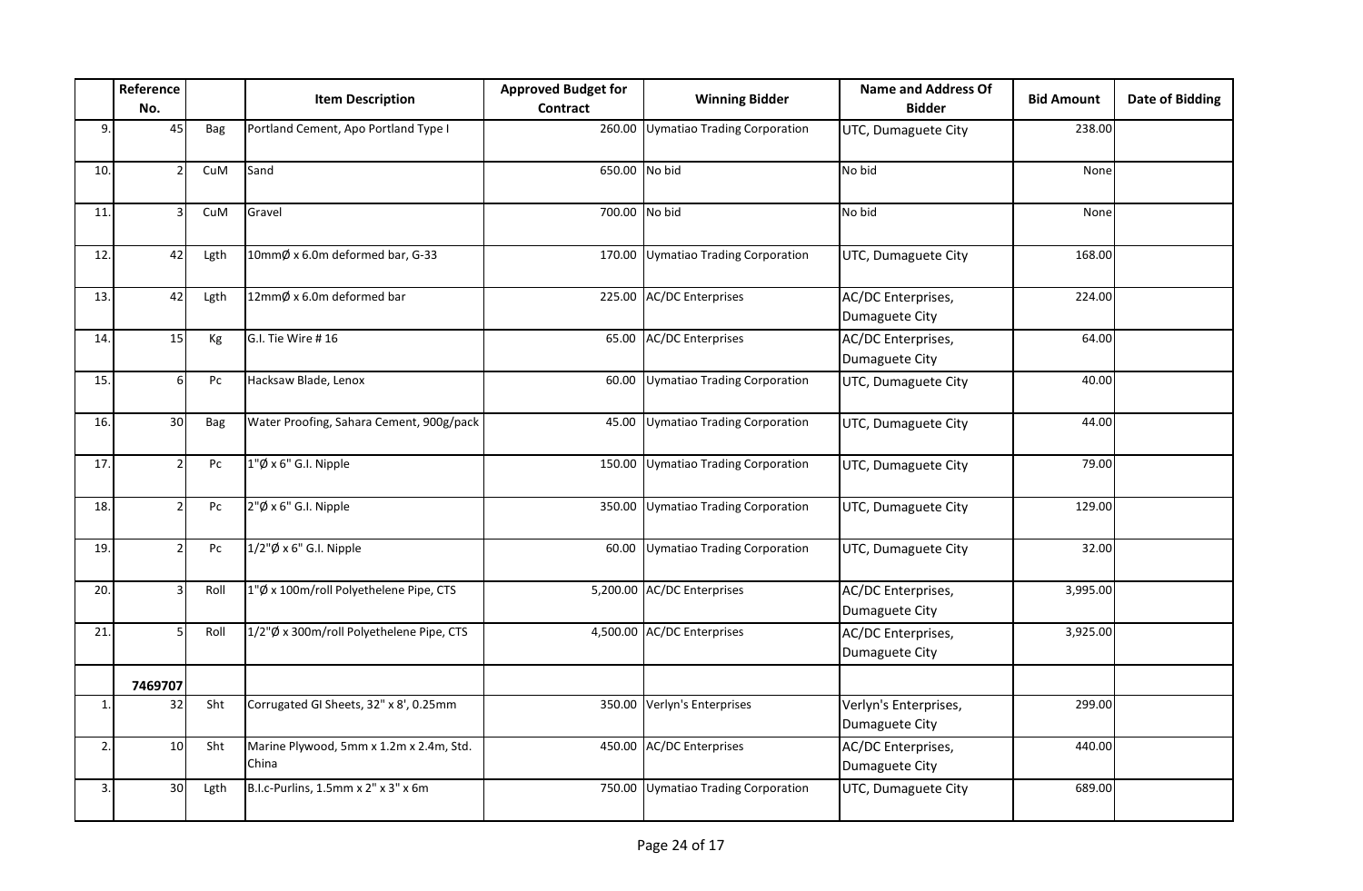| | Reference No. | | Item Description | Approved Budget for Contract | Winning Bidder | Name and Address Of Bidder | Bid Amount | Date of Bidding |
|---|---|---|---|---|---|---|---|---|
| 9. | 45 | Bag | Portland Cement, Apo Portland Type I | 260.00 | Uymatiao Trading Corporation | UTC, Dumaguete City | 238.00 | |
| 10. | 2 | CuM | Sand | 650.00 | No bid | No bid | None | |
| 11. | 3 | CuM | Gravel | 700.00 | No bid | No bid | None | |
| 12. | 42 | Lgth | 10mmØ x 6.0m deformed bar, G-33 | 170.00 | Uymatiao Trading Corporation | UTC, Dumaguete City | 168.00 | |
| 13. | 42 | Lgth | 12mmØ x 6.0m deformed bar | 225.00 | AC/DC Enterprises | AC/DC Enterprises, Dumaguete City | 224.00 | |
| 14. | 15 | Kg | G.I. Tie Wire # 16 | 65.00 | AC/DC Enterprises | AC/DC Enterprises, Dumaguete City | 64.00 | |
| 15. | 6 | Pc | Hacksaw Blade, Lenox | 60.00 | Uymatiao Trading Corporation | UTC, Dumaguete City | 40.00 | |
| 16. | 30 | Bag | Water Proofing, Sahara Cement, 900g/pack | 45.00 | Uymatiao Trading Corporation | UTC, Dumaguete City | 44.00 | |
| 17. | 2 | Pc | 1"Ø x 6" G.I. Nipple | 150.00 | Uymatiao Trading Corporation | UTC, Dumaguete City | 79.00 | |
| 18. | 2 | Pc | 2"Ø x 6" G.I. Nipple | 350.00 | Uymatiao Trading Corporation | UTC, Dumaguete City | 129.00 | |
| 19. | 2 | Pc | 1/2"Ø x 6" G.I. Nipple | 60.00 | Uymatiao Trading Corporation | UTC, Dumaguete City | 32.00 | |
| 20. | 3 | Roll | 1"Ø x 100m/roll Polyethelene Pipe, CTS | 5,200.00 | AC/DC Enterprises | AC/DC Enterprises, Dumaguete City | 3,995.00 | |
| 21. | 5 | Roll | 1/2"Ø x 300m/roll Polyethelene Pipe, CTS | 4,500.00 | AC/DC Enterprises | AC/DC Enterprises, Dumaguete City | 3,925.00 | |
| | **7469707** | | | | | | | |
| 1. | 32 | Sht | Corrugated GI Sheets, 32" x 8', 0.25mm | 350.00 | Verlyn's Enterprises | Verlyn's Enterprises, Dumaguete City | 299.00 | |
| 2. | 10 | Sht | Marine Plywood, 5mm x 1.2m x 2.4m, Std. China | 450.00 | AC/DC Enterprises | AC/DC Enterprises, Dumaguete City | 440.00 | |
| 3. | 30 | Lgth | B.I.c-Purlins, 1.5mm x 2" x 3" x 6m | 750.00 | Uymatiao Trading Corporation | UTC, Dumaguete City | 689.00 | |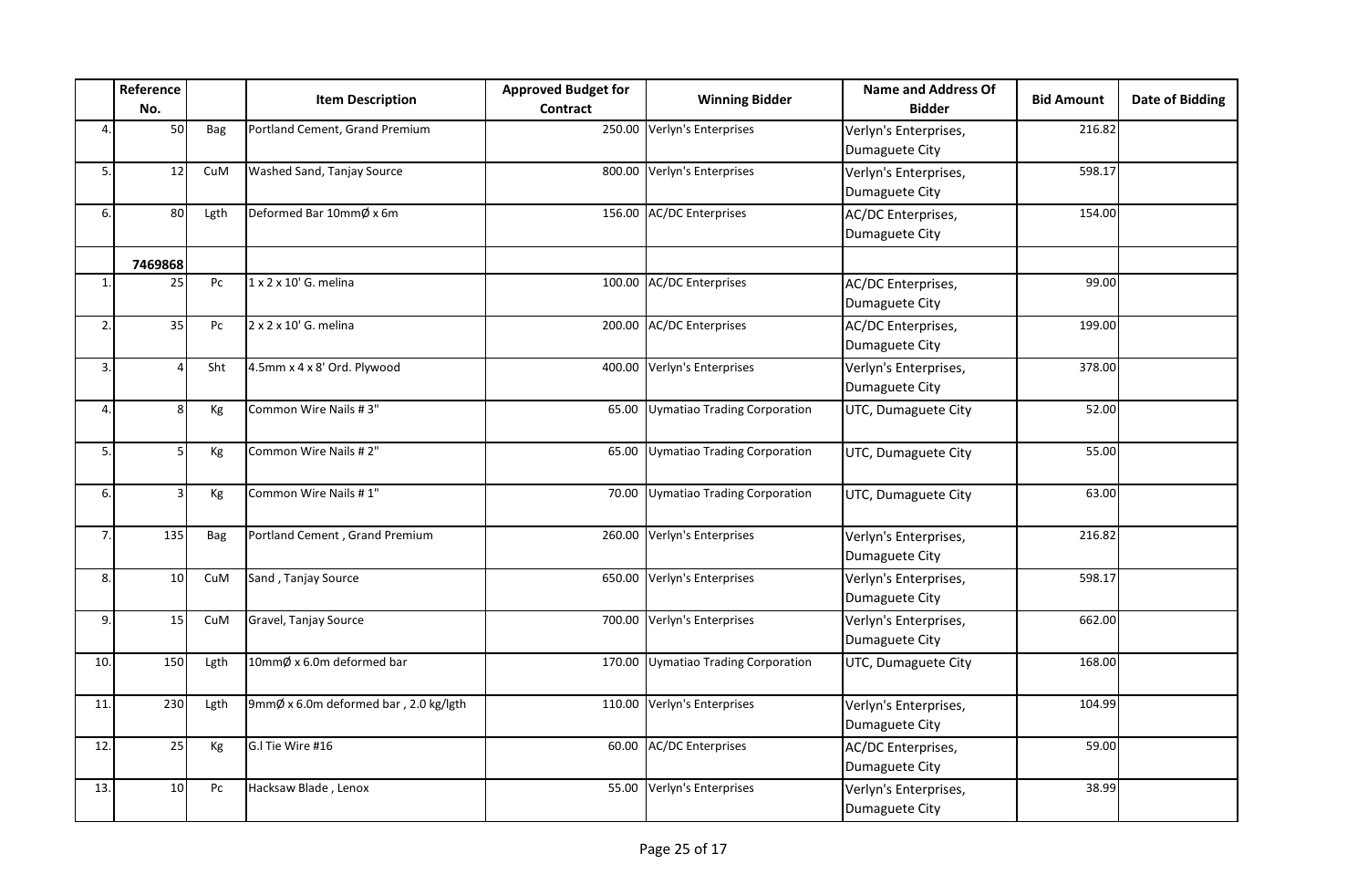| | Reference No. | | Item Description | Approved Budget for Contract | Winning Bidder | Name and Address Of Bidder | Bid Amount | Date of Bidding |
|---|---|---|---|---|---|---|---|---|
| 4. | 50 | Bag | Portland Cement, Grand Premium | 250.00 | Verlyn's Enterprises | Verlyn's Enterprises, Dumaguete City | 216.82 | |
| 5. | 12 | CuM | Washed Sand, Tanjay Source | 800.00 | Verlyn's Enterprises | Verlyn's Enterprises, Dumaguete City | 598.17 | |
| 6. | 80 | Lgth | Deformed Bar 10mmØ x 6m | 156.00 | AC/DC Enterprises | AC/DC Enterprises, Dumaguete City | 154.00 | |
| | **7469868** | | | | | | | |
| 1. | 25 | Pc | 1 x 2 x 10' G. melina | 100.00 | AC/DC Enterprises | AC/DC Enterprises, Dumaguete City | 99.00 | |
| 2. | 35 | Pc | 2 x 2 x 10' G. melina | 200.00 | AC/DC Enterprises | AC/DC Enterprises, Dumaguete City | 199.00 | |
| 3. | 4 | Sht | 4.5mm x 4 x 8' Ord. Plywood | 400.00 | Verlyn's Enterprises | Verlyn's Enterprises, Dumaguete City | 378.00 | |
| 4. | 8 | Kg | Common Wire Nails # 3" | 65.00 | Uymatiao Trading Corporation | UTC, Dumaguete City | 52.00 | |
| 5. | 5 | Kg | Common Wire Nails # 2" | 65.00 | Uymatiao Trading Corporation | UTC, Dumaguete City | 55.00 | |
| 6. | 3 | Kg | Common Wire Nails # 1" | 70.00 | Uymatiao Trading Corporation | UTC, Dumaguete City | 63.00 | |
| 7. | 135 | Bag | Portland Cement , Grand Premium | 260.00 | Verlyn's Enterprises | Verlyn's Enterprises, Dumaguete City | 216.82 | |
| 8. | 10 | CuM | Sand , Tanjay Source | 650.00 | Verlyn's Enterprises | Verlyn's Enterprises, Dumaguete City | 598.17 | |
| 9. | 15 | CuM | Gravel, Tanjay Source | 700.00 | Verlyn's Enterprises | Verlyn's Enterprises, Dumaguete City | 662.00 | |
| 10. | 150 | Lgth | 10mmØ x 6.0m deformed bar | 170.00 | Uymatiao Trading Corporation | UTC, Dumaguete City | 168.00 | |
| 11. | 230 | Lgth | 9mmØ x 6.0m deformed bar , 2.0 kg/lgth | 110.00 | Verlyn's Enterprises | Verlyn's Enterprises, Dumaguete City | 104.99 | |
| 12. | 25 | Kg | G.I Tie Wire #16 | 60.00 | AC/DC Enterprises | AC/DC Enterprises, Dumaguete City | 59.00 | |
| 13. | 10 | Pc | Hacksaw Blade , Lenox | 55.00 | Verlyn's Enterprises | Verlyn's Enterprises, Dumaguete City | 38.99 | |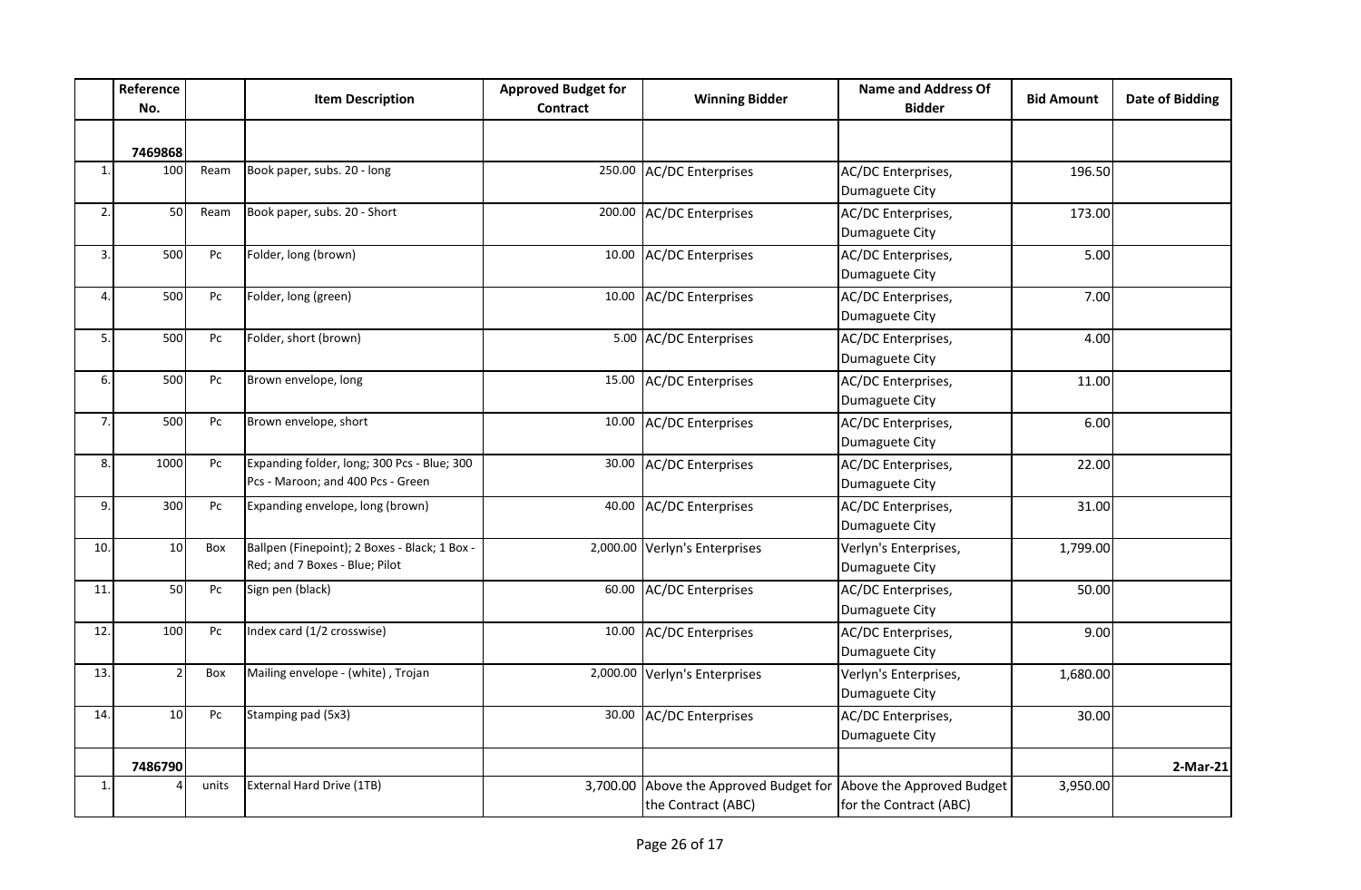| | Reference No. | | Item Description | Approved Budget for Contract | Winning Bidder | Name and Address Of Bidder | Bid Amount | Date of Bidding |
|---|---|---|---|---|---|---|---|---|
| | 7469868 | | | | | | | |
| 1. | 100 | Ream | Book paper, subs. 20 - long | 250.00 | AC/DC Enterprises | AC/DC Enterprises, Dumaguete City | 196.50 | |
| 2. | 50 | Ream | Book paper, subs. 20 - Short | 200.00 | AC/DC Enterprises | AC/DC Enterprises, Dumaguete City | 173.00 | |
| 3. | 500 | Pc | Folder, long (brown) | 10.00 | AC/DC Enterprises | AC/DC Enterprises, Dumaguete City | 5.00 | |
| 4. | 500 | Pc | Folder, long (green) | 10.00 | AC/DC Enterprises | AC/DC Enterprises, Dumaguete City | 7.00 | |
| 5. | 500 | Pc | Folder, short (brown) | 5.00 | AC/DC Enterprises | AC/DC Enterprises, Dumaguete City | 4.00 | |
| 6. | 500 | Pc | Brown envelope, long | 15.00 | AC/DC Enterprises | AC/DC Enterprises, Dumaguete City | 11.00 | |
| 7. | 500 | Pc | Brown envelope, short | 10.00 | AC/DC Enterprises | AC/DC Enterprises, Dumaguete City | 6.00 | |
| 8. | 1000 | Pc | Expanding folder, long; 300 Pcs - Blue; 300 Pcs - Maroon; and 400 Pcs - Green | 30.00 | AC/DC Enterprises | AC/DC Enterprises, Dumaguete City | 22.00 | |
| 9. | 300 | Pc | Expanding envelope, long (brown) | 40.00 | AC/DC Enterprises | AC/DC Enterprises, Dumaguete City | 31.00 | |
| 10. | 10 | Box | Ballpen (Finepoint); 2 Boxes - Black; 1 Box - Red; and 7 Boxes - Blue; Pilot | 2,000.00 | Verlyn's Enterprises | Verlyn's Enterprises, Dumaguete City | 1,799.00 | |
| 11. | 50 | Pc | Sign pen (black) | 60.00 | AC/DC Enterprises | AC/DC Enterprises, Dumaguete City | 50.00 | |
| 12. | 100 | Pc | Index card (1/2 crosswise) | 10.00 | AC/DC Enterprises | AC/DC Enterprises, Dumaguete City | 9.00 | |
| 13. | 2 | Box | Mailing envelope - (white) , Trojan | 2,000.00 | Verlyn's Enterprises | Verlyn's Enterprises, Dumaguete City | 1,680.00 | |
| 14. | 10 | Pc | Stamping pad (5x3) | 30.00 | AC/DC Enterprises | AC/DC Enterprises, Dumaguete City | 30.00 | |
| | 7486790 | | | | | | | 2-Mar-21 |
| 1. | 4 | units | External Hard Drive (1TB) | 3,700.00 | Above the Approved Budget for the Contract (ABC) | Above the Approved Budget for the Contract (ABC) | 3,950.00 | |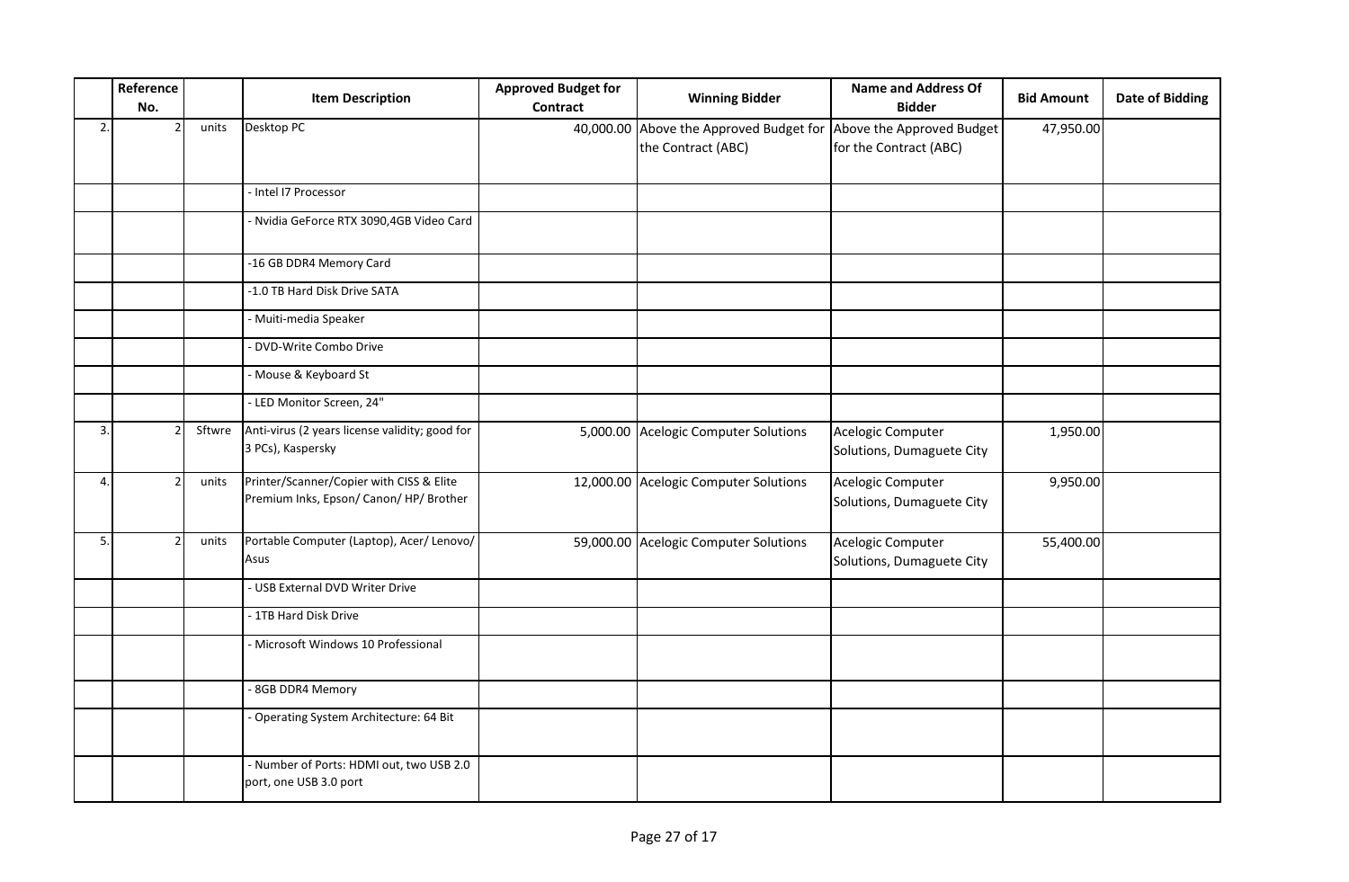| | Reference No. | | Item Description | Approved Budget for Contract | Winning Bidder | Name and Address Of Bidder | Bid Amount | Date of Bidding |
|---|---|---|---|---|---|---|---|---|
| 2. | 2 | units | Desktop PC | 40,000.00 | Above the Approved Budget for the Contract (ABC) | Above the Approved Budget for the Contract (ABC) | 47,950.00 | |
| | | | - Intel I7 Processor | | | | | |
| | | | - Nvidia GeForce RTX 3090,4GB Video Card | | | | | |
| | | | -16 GB DDR4 Memory Card | | | | | |
| | | | -1.0 TB Hard Disk Drive SATA | | | | | |
| | | | - Muiti-media Speaker | | | | | |
| | | | - DVD-Write Combo Drive | | | | | |
| | | | - Mouse & Keyboard St | | | | | |
| | | | - LED Monitor Screen, 24" | | | | | |
| 3. | 2 | Sftwre | Anti-virus (2 years license validity; good for 3 PCs), Kaspersky | 5,000.00 | Acelogic Computer Solutions | Acelogic Computer Solutions, Dumaguete City | 1,950.00 | |
| 4. | 2 | units | Printer/Scanner/Copier with CISS & Elite Premium Inks, Epson/ Canon/ HP/ Brother | 12,000.00 | Acelogic Computer Solutions | Acelogic Computer Solutions, Dumaguete City | 9,950.00 | |
| 5. | 2 | units | Portable Computer (Laptop), Acer/ Lenovo/ Asus | 59,000.00 | Acelogic Computer Solutions | Acelogic Computer Solutions, Dumaguete City | 55,400.00 | |
| | | | - USB External DVD Writer Drive | | | | | |
| | | | - 1TB Hard Disk Drive | | | | | |
| | | | - Microsoft Windows 10 Professional | | | | | |
| | | | - 8GB DDR4 Memory | | | | | |
| | | | - Operating System Architecture: 64 Bit | | | | | |
| | | | - Number of Ports: HDMI out, two USB 2.0 port, one USB 3.0 port | | | | | |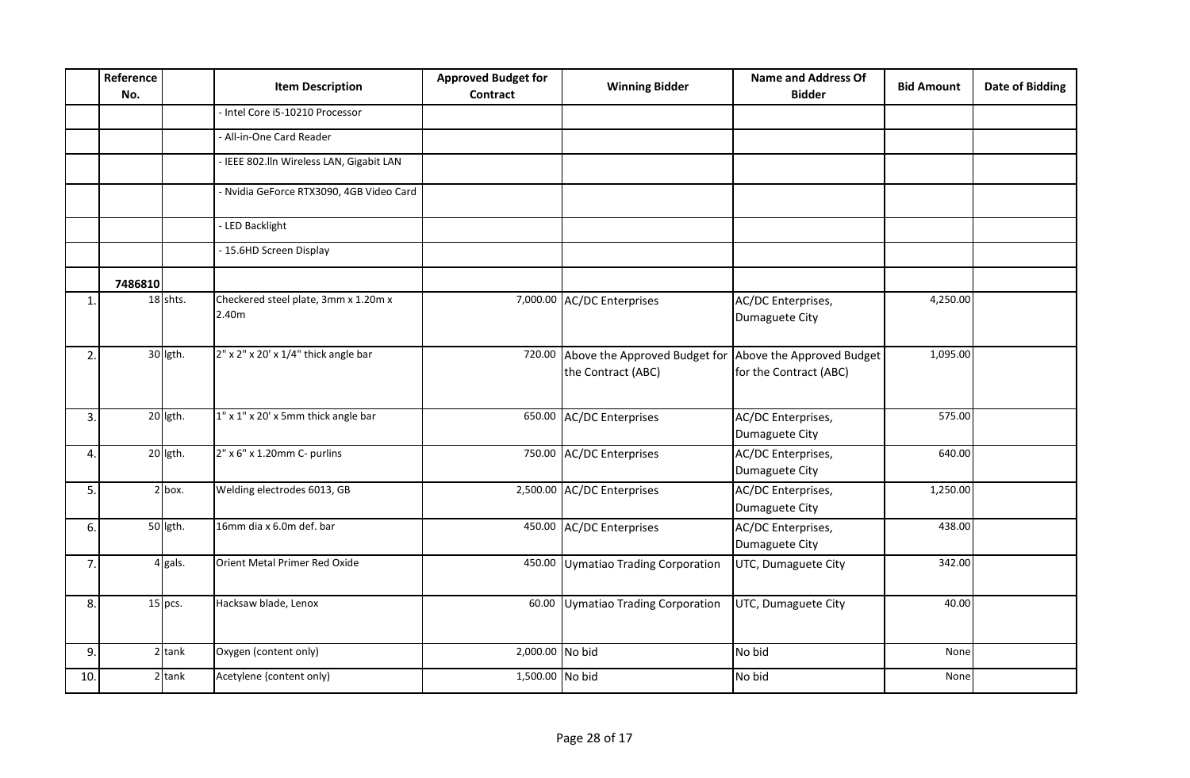| | Reference No. | | Item Description | Approved Budget for Contract | Winning Bidder | Name and Address Of Bidder | Bid Amount | Date of Bidding |
|---|---|---|---|---|---|---|---|---|
| | | | - Intel Core i5-10210 Processor | | | | | |
| | | | - All-in-One Card Reader | | | | | |
| | | | - IEEE 802.lln Wireless LAN, Gigabit LAN | | | | | |
| | | | - Nvidia GeForce RTX3090, 4GB Video Card | | | | | |
| | | | - LED Backlight | | | | | |
| | | | - 15.6HD Screen Display | | | | | |
| | **7486810** | | | | | | | |
| 1. | 18 | shts. | Checkered steel plate, 3mm x 1.20m x 2.40m | 7,000.00 | AC/DC Enterprises | AC/DC Enterprises, Dumaguete City | 4,250.00 | |
| 2. | 30 | lgth. | 2" x 2" x 20' x 1/4" thick angle bar | 720.00 | Above the Approved Budget for the Contract (ABC) | Above the Approved Budget for the Contract (ABC) | 1,095.00 | |
| 3. | 20 | lgth. | 1" x 1" x 20' x 5mm thick angle bar | 650.00 | AC/DC Enterprises | AC/DC Enterprises, Dumaguete City | 575.00 | |
| 4. | 20 | lgth. | 2" x 6" x 1.20mm C- purlins | 750.00 | AC/DC Enterprises | AC/DC Enterprises, Dumaguete City | 640.00 | |
| 5. | 2 | box. | Welding electrodes 6013, GB | 2,500.00 | AC/DC Enterprises | AC/DC Enterprises, Dumaguete City | 1,250.00 | |
| 6. | 50 | lgth. | 16mm dia x 6.0m def. bar | 450.00 | AC/DC Enterprises | AC/DC Enterprises, Dumaguete City | 438.00 | |
| 7. | 4 | gals. | Orient Metal Primer Red Oxide | 450.00 | Uymatiao Trading Corporation | UTC, Dumaguete City | 342.00 | |
| 8. | 15 | pcs. | Hacksaw blade, Lenox | 60.00 | Uymatiao Trading Corporation | UTC, Dumaguete City | 40.00 | |
| 9. | 2 | tank | Oxygen (content only) | 2,000.00 | No bid | No bid | None | |
| 10. | 2 | tank | Acetylene (content only) | 1,500.00 | No bid | No bid | None | |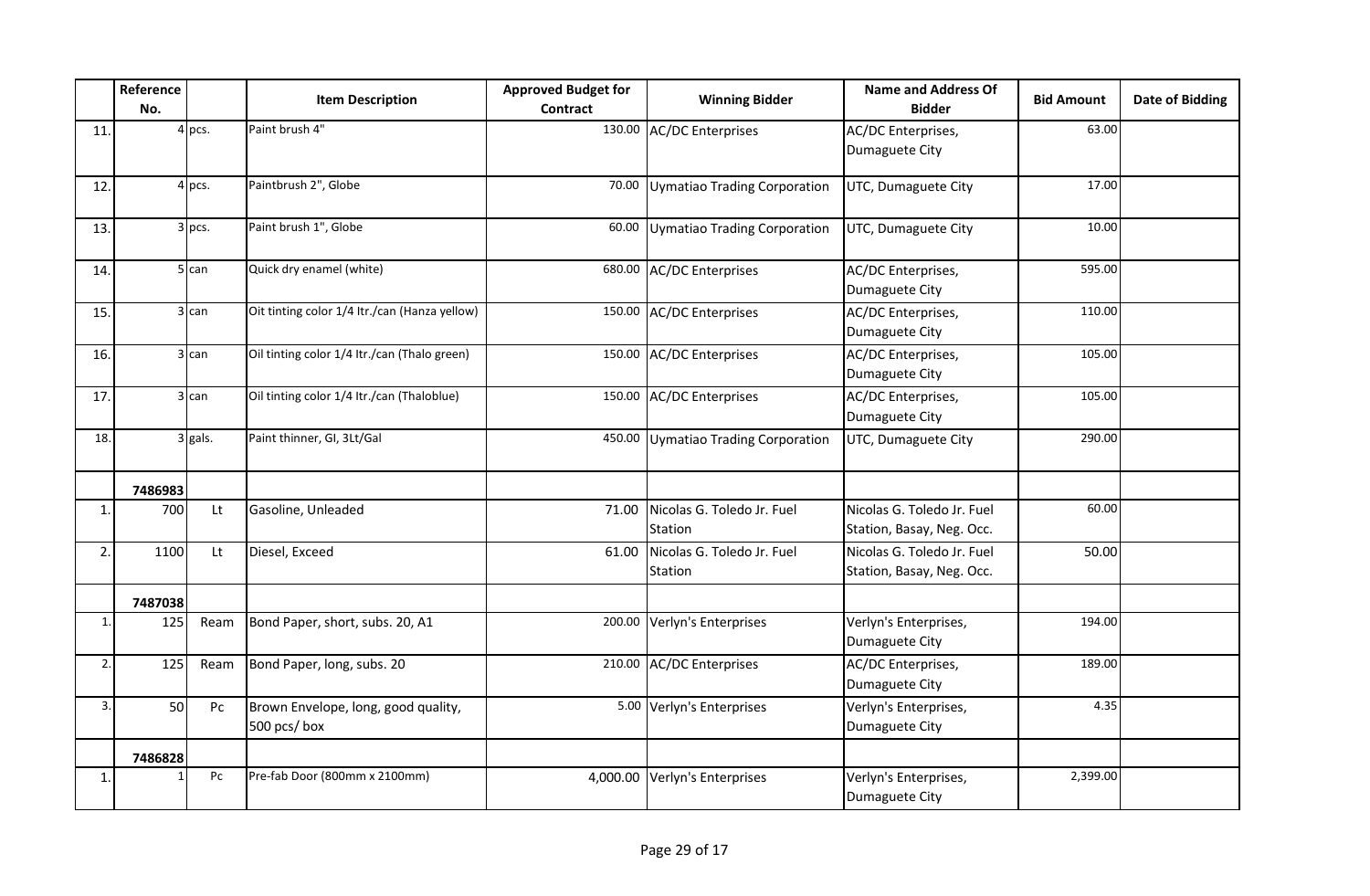| | Reference No. | | Item Description | Approved Budget for Contract | Winning Bidder | Name and Address Of Bidder | Bid Amount | Date of Bidding |
|---|---|---|---|---|---|---|---|---|
| 11. | 4 | pcs. | Paint brush 4" | 130.00 | AC/DC Enterprises | AC/DC Enterprises, Dumaguete City | 63.00 | |
| 12. | 4 | pcs. | Paintbrush 2", Globe | 70.00 | Uymatiao Trading Corporation | UTC, Dumaguete City | 17.00 | |
| 13. | 3 | pcs. | Paint brush 1", Globe | 60.00 | Uymatiao Trading Corporation | UTC, Dumaguete City | 10.00 | |
| 14. | 5 | can | Quick dry enamel (white) | 680.00 | AC/DC Enterprises | AC/DC Enterprises, Dumaguete City | 595.00 | |
| 15. | 3 | can | Oit tinting color 1/4 ltr./can (Hanza yellow) | 150.00 | AC/DC Enterprises | AC/DC Enterprises, Dumaguete City | 110.00 | |
| 16. | 3 | can | Oil tinting color 1/4 ltr./can (Thalo green) | 150.00 | AC/DC Enterprises | AC/DC Enterprises, Dumaguete City | 105.00 | |
| 17. | 3 | can | Oil tinting color 1/4 ltr./can (Thaloblue) | 150.00 | AC/DC Enterprises | AC/DC Enterprises, Dumaguete City | 105.00 | |
| 18. | 3 | gals. | Paint thinner, GI, 3Lt/Gal | 450.00 | Uymatiao Trading Corporation | UTC, Dumaguete City | 290.00 | |
| | 7486983 | | | | | | | |
| 1. | 700 | Lt | Gasoline, Unleaded | 71.00 | Nicolas G. Toledo Jr. Fuel Station | Nicolas G. Toledo Jr. Fuel Station, Basay, Neg. Occ. | 60.00 | |
| 2. | 1100 | Lt | Diesel, Exceed | 61.00 | Nicolas G. Toledo Jr. Fuel Station | Nicolas G. Toledo Jr. Fuel Station, Basay, Neg. Occ. | 50.00 | |
| | 7487038 | | | | | | | |
| 1. | 125 | Ream | Bond Paper, short, subs. 20, A1 | 200.00 | Verlyn's Enterprises | Verlyn's Enterprises, Dumaguete City | 194.00 | |
| 2. | 125 | Ream | Bond Paper, long, subs. 20 | 210.00 | AC/DC Enterprises | AC/DC Enterprises, Dumaguete City | 189.00 | |
| 3. | 50 | Pc | Brown Envelope, long, good quality, 500 pcs/ box | 5.00 | Verlyn's Enterprises | Verlyn's Enterprises, Dumaguete City | 4.35 | |
| | 7486828 | | | | | | | |
| 1. | 1 | Pc | Pre-fab Door (800mm x 2100mm) | 4,000.00 | Verlyn's Enterprises | Verlyn's Enterprises, Dumaguete City | 2,399.00 | |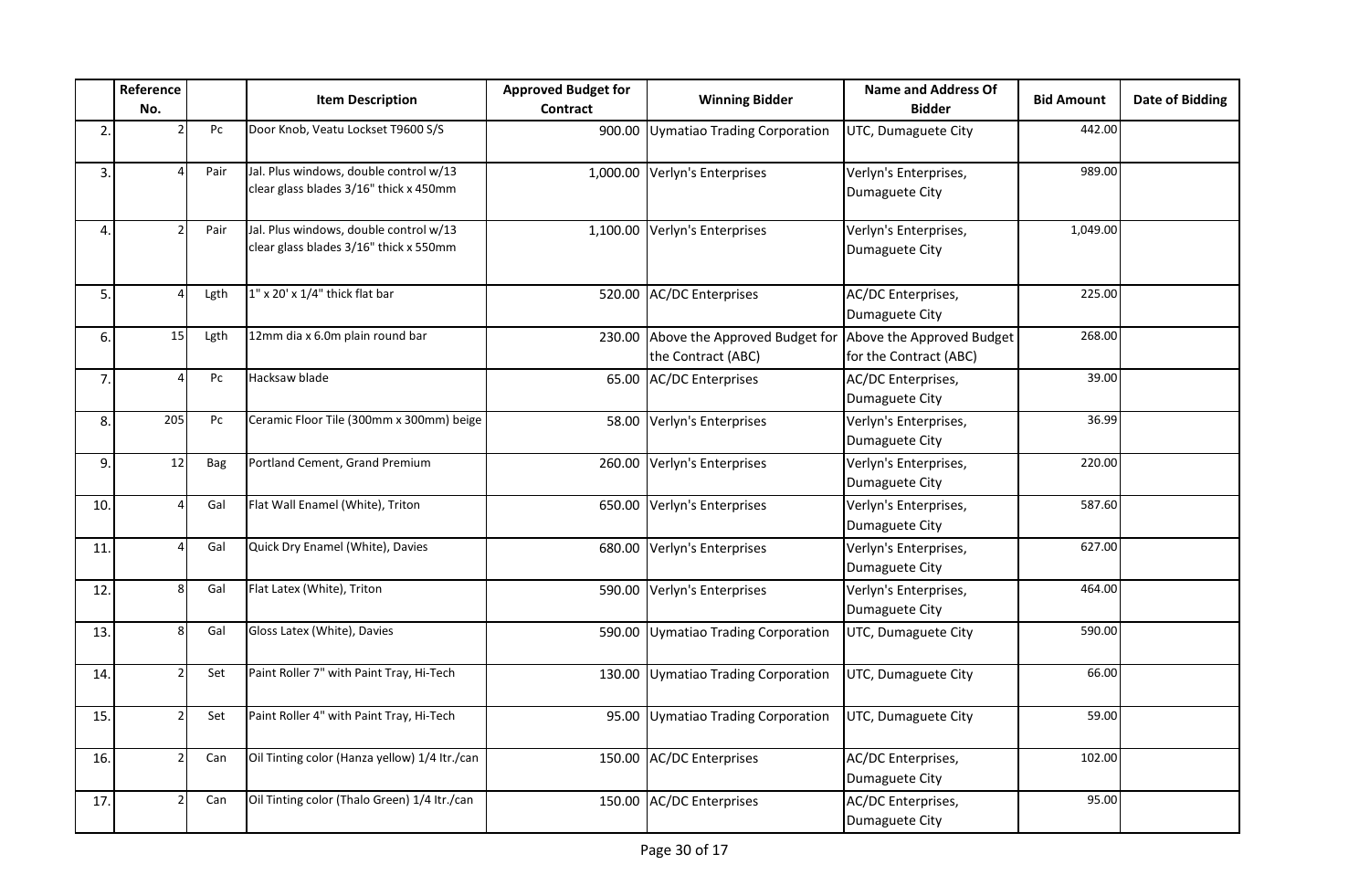| | Reference No. | | Item Description | Approved Budget for Contract | Winning Bidder | Name and Address Of Bidder | Bid Amount | Date of Bidding |
|---|---|---|---|---|---|---|---|---|
| 2. | 2 | Pc | Door Knob, Veatu Lockset T9600 S/S | 900.00 | Uymatiao Trading Corporation | UTC, Dumaguete City | 442.00 | |
| 3. | 4 | Pair | Jal. Plus windows, double control w/13 clear glass blades 3/16" thick x 450mm | 1,000.00 | Verlyn's Enterprises | Verlyn's Enterprises, Dumaguete City | 989.00 | |
| 4. | 2 | Pair | Jal. Plus windows, double control w/13 clear glass blades 3/16" thick x 550mm | 1,100.00 | Verlyn's Enterprises | Verlyn's Enterprises, Dumaguete City | 1,049.00 | |
| 5. | 4 | Lgth | 1" x 20' x 1/4" thick flat bar | 520.00 | AC/DC Enterprises | AC/DC Enterprises, Dumaguete City | 225.00 | |
| 6. | 15 | Lgth | 12mm dia x 6.0m plain round bar | 230.00 | Above the Approved Budget for the Contract (ABC) | Above the Approved Budget for the Contract (ABC) | 268.00 | |
| 7. | 4 | Pc | Hacksaw blade | 65.00 | AC/DC Enterprises | AC/DC Enterprises, Dumaguete City | 39.00 | |
| 8. | 205 | Pc | Ceramic Floor Tile (300mm x 300mm) beige | 58.00 | Verlyn's Enterprises | Verlyn's Enterprises, Dumaguete City | 36.99 | |
| 9. | 12 | Bag | Portland Cement, Grand Premium | 260.00 | Verlyn's Enterprises | Verlyn's Enterprises, Dumaguete City | 220.00 | |
| 10. | 4 | Gal | Flat Wall Enamel (White), Triton | 650.00 | Verlyn's Enterprises | Verlyn's Enterprises, Dumaguete City | 587.60 | |
| 11. | 4 | Gal | Quick Dry Enamel (White), Davies | 680.00 | Verlyn's Enterprises | Verlyn's Enterprises, Dumaguete City | 627.00 | |
| 12. | 8 | Gal | Flat Latex (White), Triton | 590.00 | Verlyn's Enterprises | Verlyn's Enterprises, Dumaguete City | 464.00 | |
| 13. | 8 | Gal | Gloss Latex (White), Davies | 590.00 | Uymatiao Trading Corporation | UTC, Dumaguete City | 590.00 | |
| 14. | 2 | Set | Paint Roller 7" with Paint Tray, Hi-Tech | 130.00 | Uymatiao Trading Corporation | UTC, Dumaguete City | 66.00 | |
| 15. | 2 | Set | Paint Roller 4" with Paint Tray, Hi-Tech | 95.00 | Uymatiao Trading Corporation | UTC, Dumaguete City | 59.00 | |
| 16. | 2 | Can | Oil Tinting color (Hanza yellow) 1/4 ltr./can | 150.00 | AC/DC Enterprises | AC/DC Enterprises, Dumaguete City | 102.00 | |
| 17. | 2 | Can | Oil Tinting color (Thalo Green) 1/4 ltr./can | 150.00 | AC/DC Enterprises | AC/DC Enterprises, Dumaguete City | 95.00 | |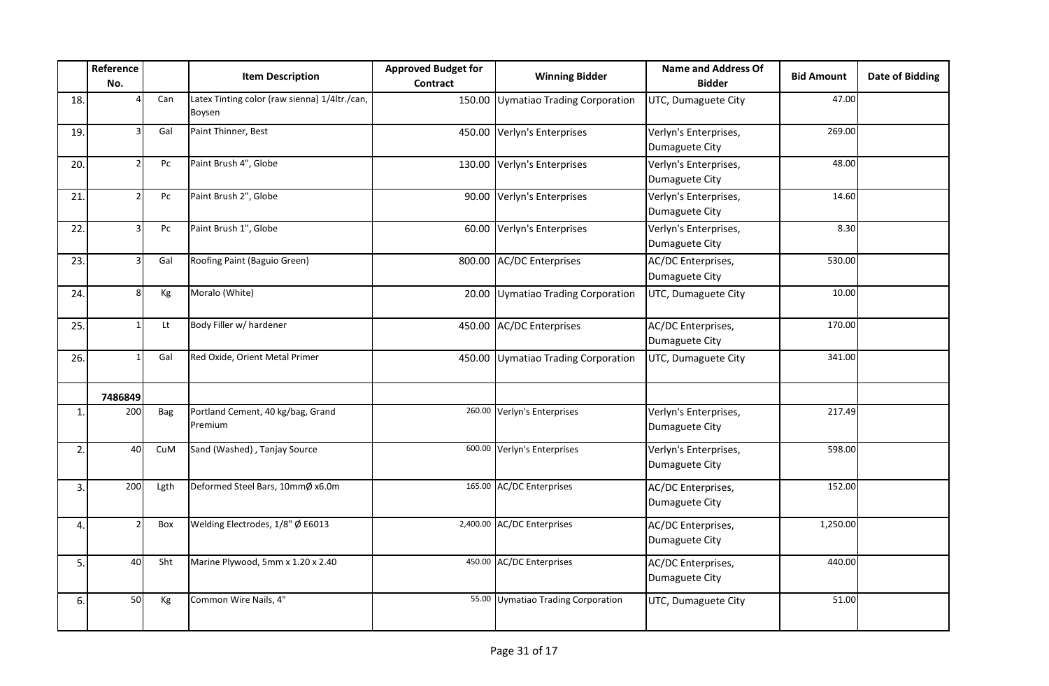|  | Reference No. |  | Item Description | Approved Budget for Contract | Winning Bidder | Name and Address Of Bidder | Bid Amount | Date of Bidding |
|---|---|---|---|---|---|---|---|---|
| 18. | 4 | Can | Latex Tinting color (raw sienna) 1/4ltr./can, Boysen | 150.00 | Uymatiao Trading Corporation | UTC, Dumaguete City | 47.00 |  |
| 19. | 3 | Gal | Paint Thinner, Best | 450.00 | Verlyn's Enterprises | Verlyn's Enterprises, Dumaguete City | 269.00 |  |
| 20. | 2 | Pc | Paint Brush 4", Globe | 130.00 | Verlyn's Enterprises | Verlyn's Enterprises, Dumaguete City | 48.00 |  |
| 21. | 2 | Pc | Paint Brush 2", Globe | 90.00 | Verlyn's Enterprises | Verlyn's Enterprises, Dumaguete City | 14.60 |  |
| 22. | 3 | Pc | Paint Brush 1", Globe | 60.00 | Verlyn's Enterprises | Verlyn's Enterprises, Dumaguete City | 8.30 |  |
| 23. | 3 | Gal | Roofing Paint (Baguio Green) | 800.00 | AC/DC Enterprises | AC/DC Enterprises, Dumaguete City | 530.00 |  |
| 24. | 8 | Kg | Moralo (White) | 20.00 | Uymatiao Trading Corporation | UTC, Dumaguete City | 10.00 |  |
| 25. | 1 | Lt | Body Filler w/ hardener | 450.00 | AC/DC Enterprises | AC/DC Enterprises, Dumaguete City | 170.00 |  |
| 26. | 1 | Gal | Red Oxide, Orient Metal Primer | 450.00 | Uymatiao Trading Corporation | UTC, Dumaguete City | 341.00 |  |
|  | **7486849** |  |  |  |  |  |  |  |
| 1. | 200 | Bag | Portland Cement, 40 kg/bag, Grand Premium | 260.00 | Verlyn's Enterprises | Verlyn's Enterprises, Dumaguete City | 217.49 |  |
| 2. | 40 | CuM | Sand (Washed) , Tanjay Source | 600.00 | Verlyn's Enterprises | Verlyn's Enterprises, Dumaguete City | 598.00 |  |
| 3. | 200 | Lgth | Deformed Steel Bars, 10mmØ x6.0m | 165.00 | AC/DC Enterprises | AC/DC Enterprises, Dumaguete City | 152.00 |  |
| 4. | 2 | Box | Welding Electrodes, 1/8" Ø E6013 | 2,400.00 | AC/DC Enterprises | AC/DC Enterprises, Dumaguete City | 1,250.00 |  |
| 5. | 40 | Sht | Marine Plywood, 5mm x 1.20 x 2.40 | 450.00 | AC/DC Enterprises | AC/DC Enterprises, Dumaguete City | 440.00 |  |
| 6. | 50 | Kg | Common Wire Nails, 4" | 55.00 | Uymatiao Trading Corporation | UTC, Dumaguete City | 51.00 |  |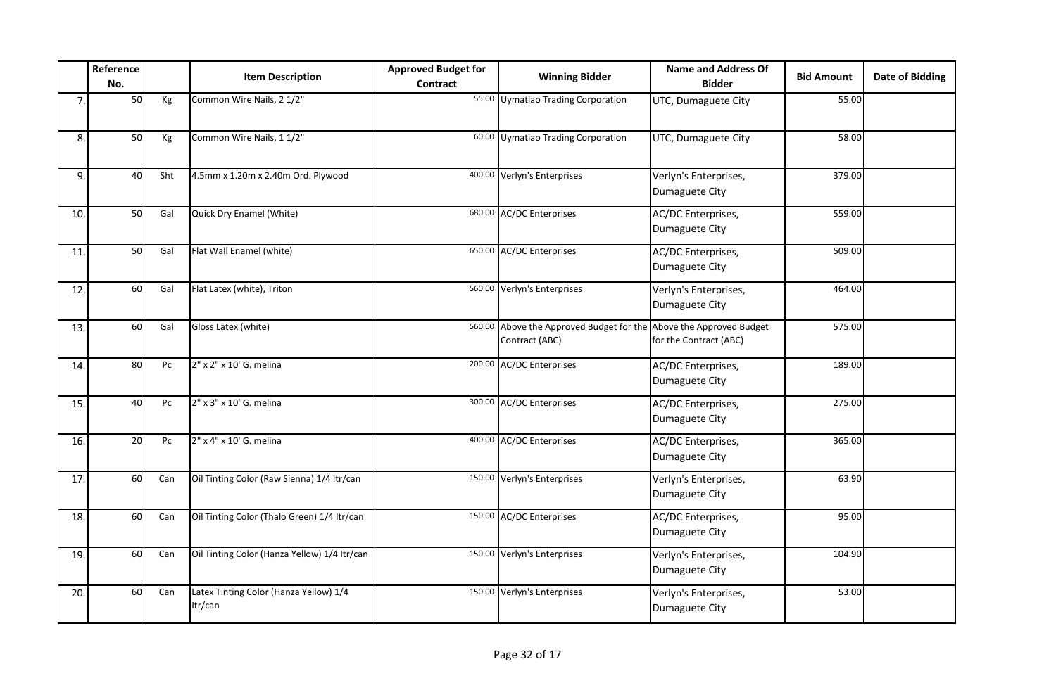| | Reference No. | | Item Description | Approved Budget for Contract | Winning Bidder | Name and Address Of Bidder | Bid Amount | Date of Bidding |
|---|---|---|---|---|---|---|---|---|
| 7. | 50 | Kg | Common Wire Nails, 2 1/2" | 55.00 | Uymatiao Trading Corporation | UTC, Dumaguete City | 55.00 | |
| 8. | 50 | Kg | Common Wire Nails, 1 1/2" | 60.00 | Uymatiao Trading Corporation | UTC, Dumaguete City | 58.00 | |
| 9. | 40 | Sht | 4.5mm x 1.20m x 2.40m Ord. Plywood | 400.00 | Verlyn's Enterprises | Verlyn's Enterprises, Dumaguete City | 379.00 | |
| 10. | 50 | Gal | Quick Dry Enamel (White) | 680.00 | AC/DC Enterprises | AC/DC Enterprises, Dumaguete City | 559.00 | |
| 11. | 50 | Gal | Flat Wall Enamel (white) | 650.00 | AC/DC Enterprises | AC/DC Enterprises, Dumaguete City | 509.00 | |
| 12. | 60 | Gal | Flat Latex (white), Triton | 560.00 | Verlyn's Enterprises | Verlyn's Enterprises, Dumaguete City | 464.00 | |
| 13. | 60 | Gal | Gloss Latex (white) | 560.00 | Above the Approved Budget for the Contract (ABC) | Above the Approved Budget for the Contract (ABC) | 575.00 | |
| 14. | 80 | Pc | 2" x 2" x 10' G. melina | 200.00 | AC/DC Enterprises | AC/DC Enterprises, Dumaguete City | 189.00 | |
| 15. | 40 | Pc | 2" x 3" x 10' G. melina | 300.00 | AC/DC Enterprises | AC/DC Enterprises, Dumaguete City | 275.00 | |
| 16. | 20 | Pc | 2" x 4" x 10' G. melina | 400.00 | AC/DC Enterprises | AC/DC Enterprises, Dumaguete City | 365.00 | |
| 17. | 60 | Can | Oil Tinting Color (Raw Sienna) 1/4 ltr/can | 150.00 | Verlyn's Enterprises | Verlyn's Enterprises, Dumaguete City | 63.90 | |
| 18. | 60 | Can | Oil Tinting Color (Thalo Green) 1/4 ltr/can | 150.00 | AC/DC Enterprises | AC/DC Enterprises, Dumaguete City | 95.00 | |
| 19. | 60 | Can | Oil Tinting Color (Hanza Yellow) 1/4 ltr/can | 150.00 | Verlyn's Enterprises | Verlyn's Enterprises, Dumaguete City | 104.90 | |
| 20. | 60 | Can | Latex Tinting Color (Hanza Yellow) 1/4 ltr/can | 150.00 | Verlyn's Enterprises | Verlyn's Enterprises, Dumaguete City | 53.00 | |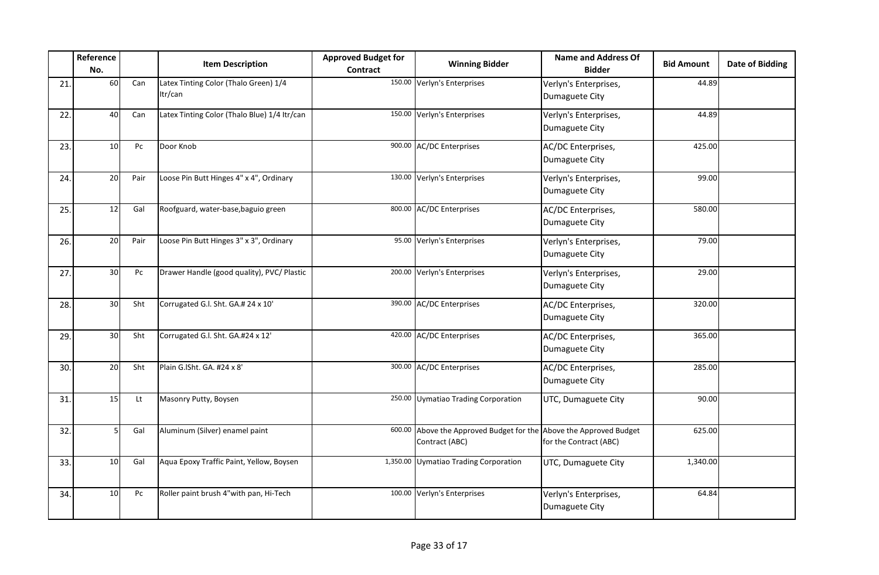| | Reference No. | | Item Description | Approved Budget for Contract | Winning Bidder | Name and Address Of Bidder | Bid Amount | Date of Bidding |
|---|---|---|---|---|---|---|---|---|
| 21. | 60 | Can | Latex Tinting Color (Thalo Green) 1/4 ltr/can | 150.00 | Verlyn's Enterprises | Verlyn's Enterprises, Dumaguete City | 44.89 | |
| 22. | 40 | Can | Latex Tinting Color (Thalo Blue) 1/4 ltr/can | 150.00 | Verlyn's Enterprises | Verlyn's Enterprises, Dumaguete City | 44.89 | |
| 23. | 10 | Pc | Door Knob | 900.00 | AC/DC Enterprises | AC/DC Enterprises, Dumaguete City | 425.00 | |
| 24. | 20 | Pair | Loose Pin Butt Hinges 4" x 4", Ordinary | 130.00 | Verlyn's Enterprises | Verlyn's Enterprises, Dumaguete City | 99.00 | |
| 25. | 12 | Gal | Roofguard, water-base,baguio green | 800.00 | AC/DC Enterprises | AC/DC Enterprises, Dumaguete City | 580.00 | |
| 26. | 20 | Pair | Loose Pin Butt Hinges 3" x 3", Ordinary | 95.00 | Verlyn's Enterprises | Verlyn's Enterprises, Dumaguete City | 79.00 | |
| 27. | 30 | Pc | Drawer Handle (good quality), PVC/ Plastic | 200.00 | Verlyn's Enterprises | Verlyn's Enterprises, Dumaguete City | 29.00 | |
| 28. | 30 | Sht | Corrugated G.I. Sht. GA.# 24 x 10' | 390.00 | AC/DC Enterprises | AC/DC Enterprises, Dumaguete City | 320.00 | |
| 29. | 30 | Sht | Corrugated G.I. Sht. GA.#24 x 12' | 420.00 | AC/DC Enterprises | AC/DC Enterprises, Dumaguete City | 365.00 | |
| 30. | 20 | Sht | Plain G.ISht. GA. #24 x 8' | 300.00 | AC/DC Enterprises | AC/DC Enterprises, Dumaguete City | 285.00 | |
| 31. | 15 | Lt | Masonry Putty, Boysen | 250.00 | Uymatiao Trading Corporation | UTC, Dumaguete City | 90.00 | |
| 32. | 5 | Gal | Aluminum (Silver) enamel paint | 600.00 | Above the Approved Budget for the Contract (ABC) | Above the Approved Budget for the Contract (ABC) | 625.00 | |
| 33. | 10 | Gal | Aqua Epoxy Traffic Paint, Yellow, Boysen | 1,350.00 | Uymatiao Trading Corporation | UTC, Dumaguete City | 1,340.00 | |
| 34. | 10 | Pc | Roller paint brush 4"with pan, Hi-Tech | 100.00 | Verlyn's Enterprises | Verlyn's Enterprises, Dumaguete City | 64.84 | |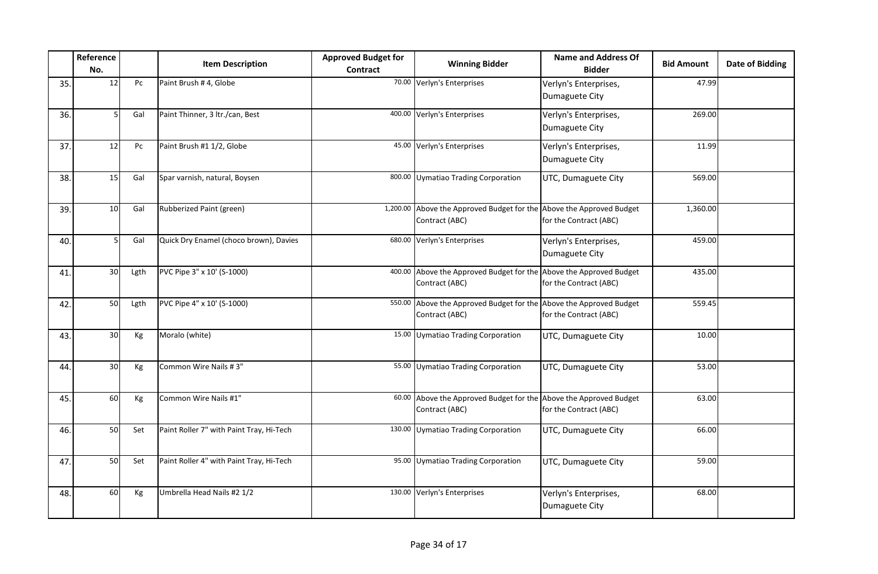| | Reference No. | | Item Description | Approved Budget for Contract | Winning Bidder | Name and Address Of Bidder | Bid Amount | Date of Bidding |
|---|---|---|---|---|---|---|---|---|
| 35. | 12 | Pc | Paint Brush # 4, Globe | 70.00 | Verlyn's Enterprises | Verlyn's Enterprises, Dumaguete City | 47.99 | |
| 36. | 5 | Gal | Paint Thinner, 3 ltr./can, Best | 400.00 | Verlyn's Enterprises | Verlyn's Enterprises, Dumaguete City | 269.00 | |
| 37. | 12 | Pc | Paint Brush #1 1/2, Globe | 45.00 | Verlyn's Enterprises | Verlyn's Enterprises, Dumaguete City | 11.99 | |
| 38. | 15 | Gal | Spar varnish, natural, Boysen | 800.00 | Uymatiao Trading Corporation | UTC, Dumaguete City | 569.00 | |
| 39. | 10 | Gal | Rubberized Paint (green) | 1,200.00 | Above the Approved Budget for the Contract (ABC) | Above the Approved Budget for the Contract (ABC) | 1,360.00 | |
| 40. | 5 | Gal | Quick Dry Enamel (choco brown), Davies | 680.00 | Verlyn's Enterprises | Verlyn's Enterprises, Dumaguete City | 459.00 | |
| 41. | 30 | Lgth | PVC Pipe 3" x 10' (S-1000) | 400.00 | Above the Approved Budget for the Contract (ABC) | Above the Approved Budget for the Contract (ABC) | 435.00 | |
| 42. | 50 | Lgth | PVC Pipe 4" x 10' (S-1000) | 550.00 | Above the Approved Budget for the Contract (ABC) | Above the Approved Budget for the Contract (ABC) | 559.45 | |
| 43. | 30 | Kg | Moralo (white) | 15.00 | Uymatiao Trading Corporation | UTC, Dumaguete City | 10.00 | |
| 44. | 30 | Kg | Common Wire Nails # 3" | 55.00 | Uymatiao Trading Corporation | UTC, Dumaguete City | 53.00 | |
| 45. | 60 | Kg | Common Wire Nails #1" | 60.00 | Above the Approved Budget for the Contract (ABC) | Above the Approved Budget for the Contract (ABC) | 63.00 | |
| 46. | 50 | Set | Paint Roller 7" with Paint Tray, Hi-Tech | 130.00 | Uymatiao Trading Corporation | UTC, Dumaguete City | 66.00 | |
| 47. | 50 | Set | Paint Roller 4" with Paint Tray, Hi-Tech | 95.00 | Uymatiao Trading Corporation | UTC, Dumaguete City | 59.00 | |
| 48. | 60 | Kg | Umbrella Head Nails #2 1/2 | 130.00 | Verlyn's Enterprises | Verlyn's Enterprises, Dumaguete City | 68.00 | |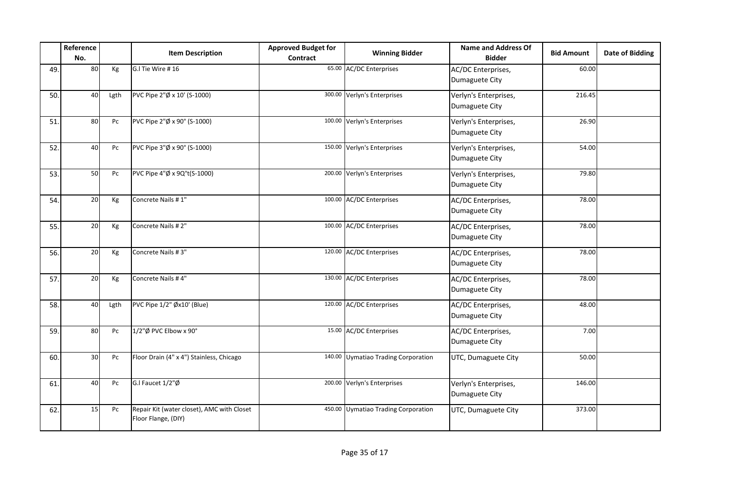| | Reference No. | | Item Description | Approved Budget for Contract | Winning Bidder | Name and Address Of Bidder | Bid Amount | Date of Bidding |
|---|---|---|---|---|---|---|---|---|
| 49. | 80 | Kg | G.l Tie Wire # 16 | 65.00 | AC/DC Enterprises | AC/DC Enterprises, Dumaguete City | 60.00 | |
| 50. | 40 | Lgth | PVC Pipe 2"Ø x 10' (S-1000) | 300.00 | Verlyn's Enterprises | Verlyn's Enterprises, Dumaguete City | 216.45 | |
| 51. | 80 | Pc | PVC Pipe 2"Ø x 90° (S-1000) | 100.00 | Verlyn's Enterprises | Verlyn's Enterprises, Dumaguete City | 26.90 | |
| 52. | 40 | Pc | PVC Pipe 3"Ø x 90° (S-1000) | 150.00 | Verlyn's Enterprises | Verlyn's Enterprises, Dumaguete City | 54.00 | |
| 53. | 50 | Pc | PVC Pipe 4"Ø x 9Q°t(S-1000) | 200.00 | Verlyn's Enterprises | Verlyn's Enterprises, Dumaguete City | 79.80 | |
| 54. | 20 | Kg | Concrete Nails # 1" | 100.00 | AC/DC Enterprises | AC/DC Enterprises, Dumaguete City | 78.00 | |
| 55. | 20 | Kg | Concrete Nails # 2" | 100.00 | AC/DC Enterprises | AC/DC Enterprises, Dumaguete City | 78.00 | |
| 56. | 20 | Kg | Concrete Nails # 3" | 120.00 | AC/DC Enterprises | AC/DC Enterprises, Dumaguete City | 78.00 | |
| 57. | 20 | Kg | Concrete Nails # 4" | 130.00 | AC/DC Enterprises | AC/DC Enterprises, Dumaguete City | 78.00 | |
| 58. | 40 | Lgth | PVC Pipe 1/2" Øx10' (Blue) | 120.00 | AC/DC Enterprises | AC/DC Enterprises, Dumaguete City | 48.00 | |
| 59. | 80 | Pc | 1/2"Ø PVC Elbow x 90° | 15.00 | AC/DC Enterprises | AC/DC Enterprises, Dumaguete City | 7.00 | |
| 60. | 30 | Pc | Floor Drain (4" x 4") Stainless, Chicago | 140.00 | Uymatiao Trading Corporation | UTC, Dumaguete City | 50.00 | |
| 61. | 40 | Pc | G.l Faucet 1/2"Ø | 200.00 | Verlyn's Enterprises | Verlyn's Enterprises, Dumaguete City | 146.00 | |
| 62. | 15 | Pc | Repair Kit (water closet), AMC with Closet Floor Flange, (DIY) | 450.00 | Uymatiao Trading Corporation | UTC, Dumaguete City | 373.00 | |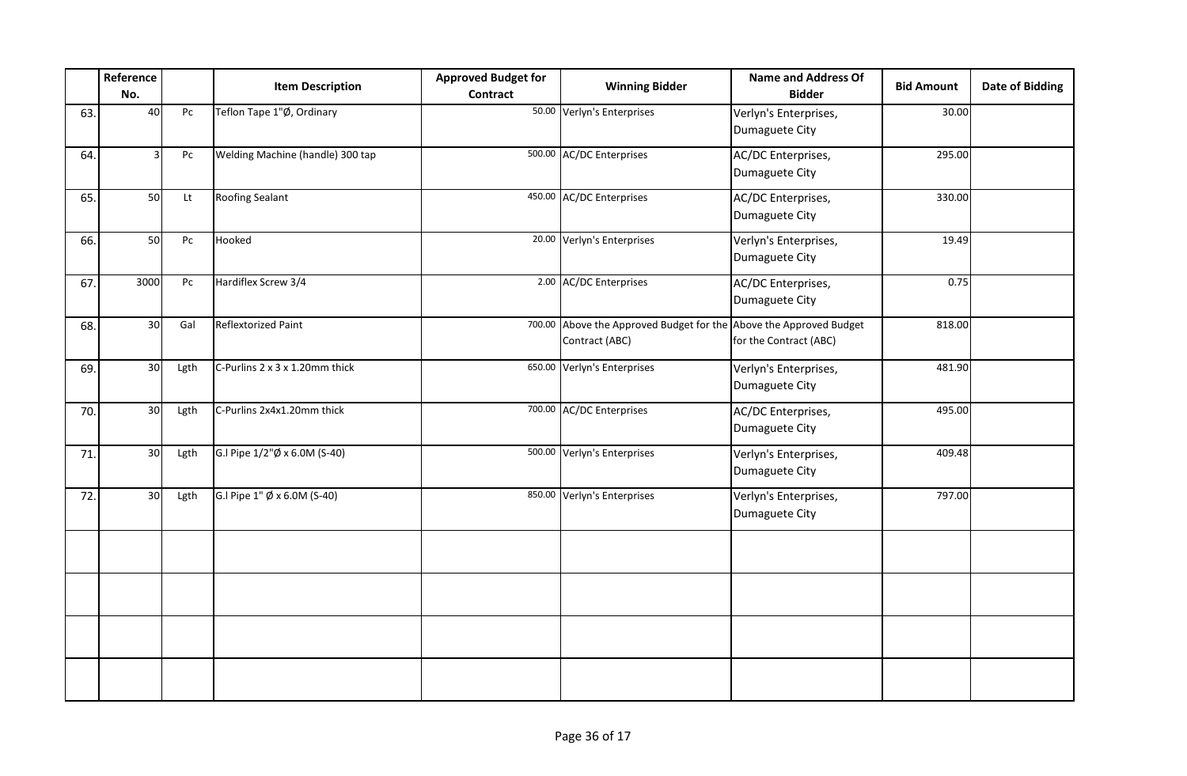| | Reference No. | | Item Description | Approved Budget for Contract | Winning Bidder | Name and Address Of Bidder | Bid Amount | Date of Bidding |
|---|---|---|---|---|---|---|---|---|
| 63. | 40 | Pc | Teflon Tape 1"Ø, Ordinary | 50.00 | Verlyn's Enterprises | Verlyn's Enterprises, Dumaguete City | 30.00 | |
| 64. | 3 | Pc | Welding Machine (handle) 300 tap | 500.00 | AC/DC Enterprises | AC/DC Enterprises, Dumaguete City | 295.00 | |
| 65. | 50 | Lt | Roofing Sealant | 450.00 | AC/DC Enterprises | AC/DC Enterprises, Dumaguete City | 330.00 | |
| 66. | 50 | Pc | Hooked | 20.00 | Verlyn's Enterprises | Verlyn's Enterprises, Dumaguete City | 19.49 | |
| 67. | 3000 | Pc | Hardiflex Screw 3/4 | 2.00 | AC/DC Enterprises | AC/DC Enterprises, Dumaguete City | 0.75 | |
| 68. | 30 | Gal | Reflextorized Paint | 700.00 | Above the Approved Budget for the Contract (ABC) | Above the Approved Budget for the Contract (ABC) | 818.00 | |
| 69. | 30 | Lgth | C-Purlins 2 x 3 x 1.20mm thick | 650.00 | Verlyn's Enterprises | Verlyn's Enterprises, Dumaguete City | 481.90 | |
| 70. | 30 | Lgth | C-Purlins 2x4x1.20mm thick | 700.00 | AC/DC Enterprises | AC/DC Enterprises, Dumaguete City | 495.00 | |
| 71. | 30 | Lgth | G.I Pipe 1/2"Ø x 6.0M (S-40) | 500.00 | Verlyn's Enterprises | Verlyn's Enterprises, Dumaguete City | 409.48 | |
| 72. | 30 | Lgth | G.I Pipe 1" Ø x 6.0M (S-40) | 850.00 | Verlyn's Enterprises | Verlyn's Enterprises, Dumaguete City | 797.00 | |
| | | | | | | | | |
| | | | | | | | | |
| | | | | | | | | |
| | | | | | | | | |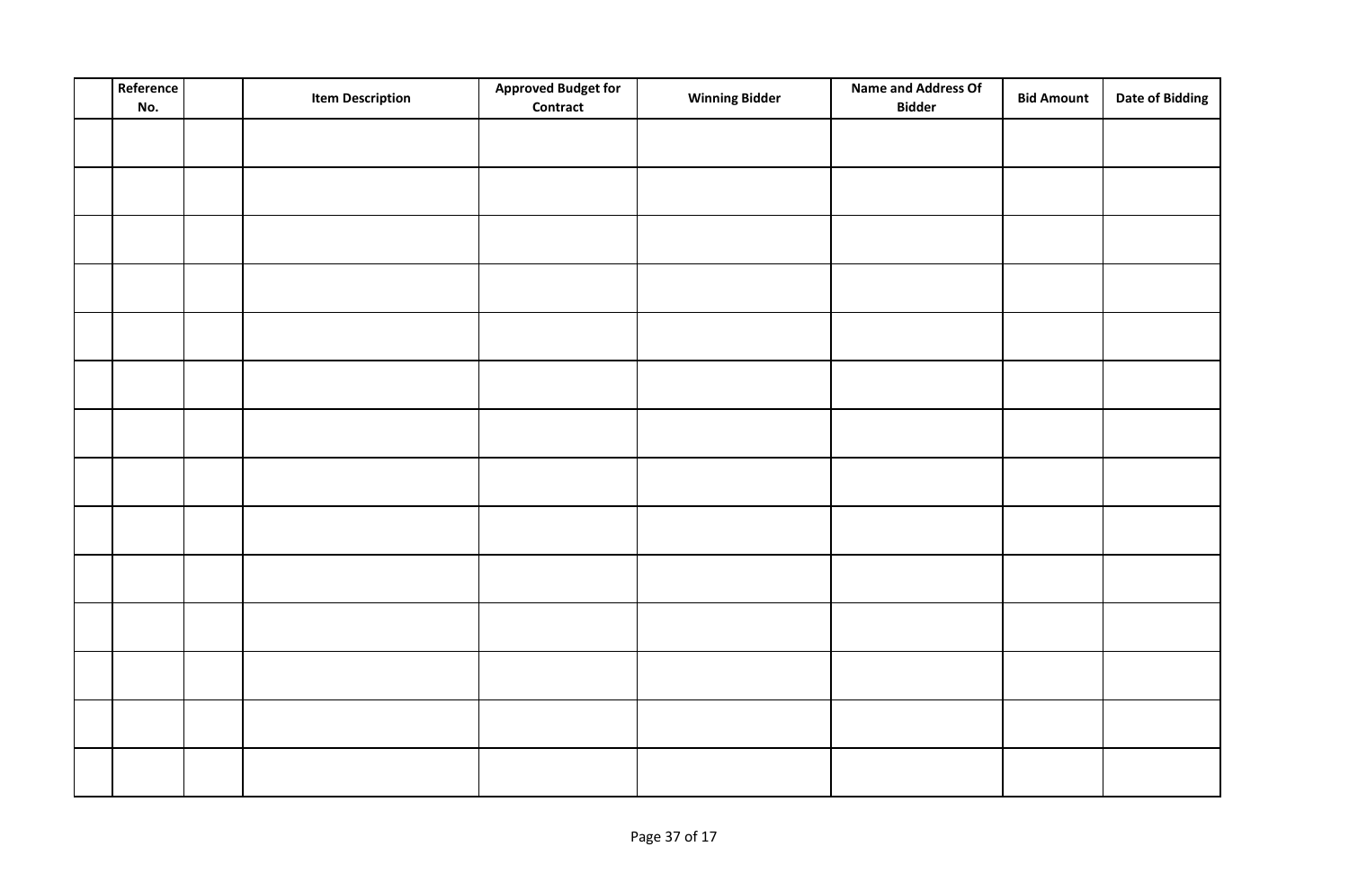| | Reference No. | | Item Description | Approved Budget for Contract | Winning Bidder | Name and Address Of Bidder | Bid Amount | Date of Bidding |
|---|---|---|---|---|---|---|---|---|
| | | | | | | | | |
| | | | | | | | | |
| | | | | | | | | |
| | | | | | | | | |
| | | | | | | | | |
| | | | | | | | | |
| | | | | | | | | |
| | | | | | | | | |
| | | | | | | | | |
| | | | | | | | | |
| | | | | | | | | |
| | | | | | | | | |
| | | | | | | | | |
| | | | | | | | | |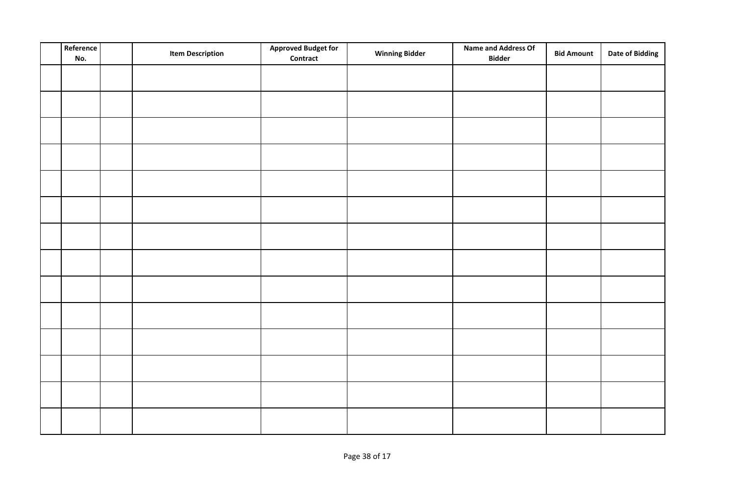| | Reference No. | | Item Description | Approved Budget for Contract | Winning Bidder | Name and Address Of Bidder | Bid Amount | Date of Bidding |
|---|---|---|---|---|---|---|---|---|
| | | | | | | | | |
| | | | | | | | | |
| | | | | | | | | |
| | | | | | | | | |
| | | | | | | | | |
| | | | | | | | | |
| | | | | | | | | |
| | | | | | | | | |
| | | | | | | | | |
| | | | | | | | | |
| | | | | | | | | |
| | | | | | | | | |
| | | | | | | | | |
| | | | | | | | | |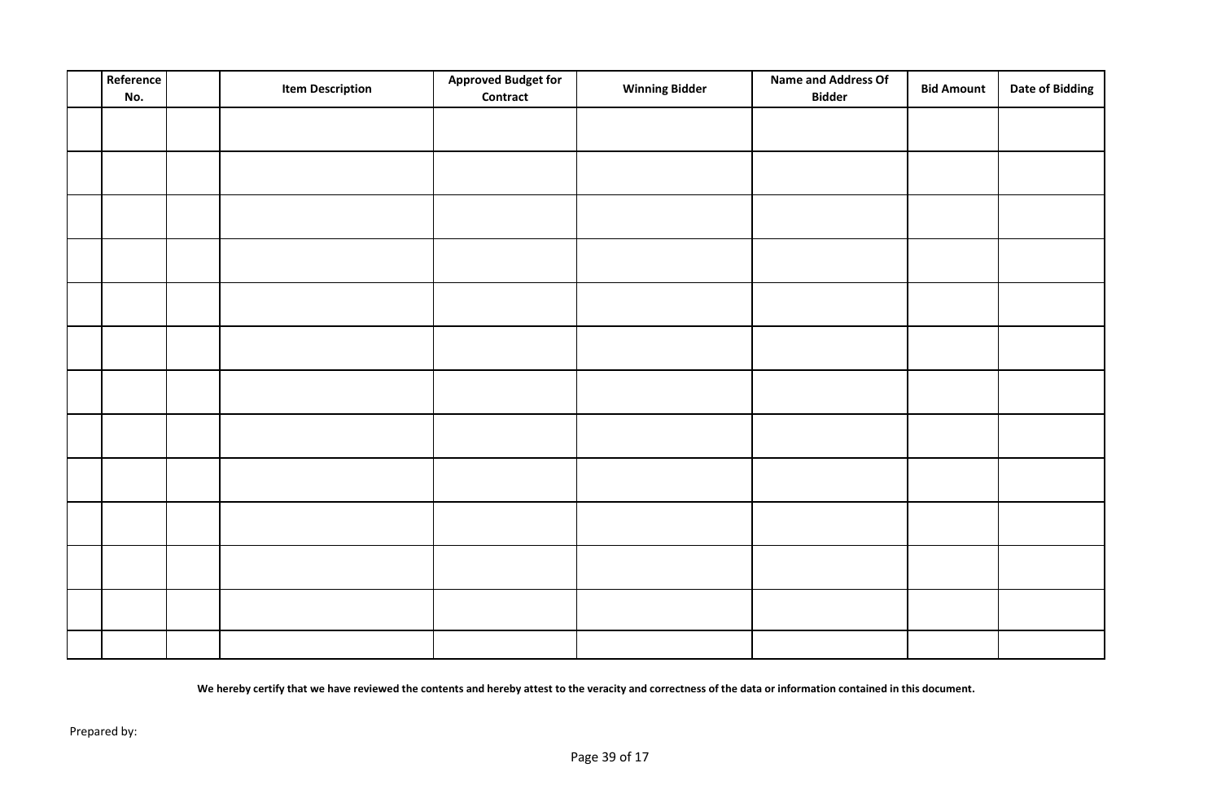| | Reference No. | | Item Description | Approved Budget for Contract | Winning Bidder | Name and Address Of Bidder | Bid Amount | Date of Bidding |
|---|---|---|---|---|---|---|---|---|
| | | | | | | | | |
| | | | | | | | | |
| | | | | | | | | |
| | | | | | | | | |
| | | | | | | | | |
| | | | | | | | | |
| | | | | | | | | |
| | | | | | | | | |
| | | | | | | | | |
| | | | | | | | | |
| | | | | | | | | |
| | | | | | | | | |
| | | | | | | | | |

**We hereby certify that we have reviewed the contents and hereby attest to the veracity and correctness of the data or information contained in this document.**

Prepared by: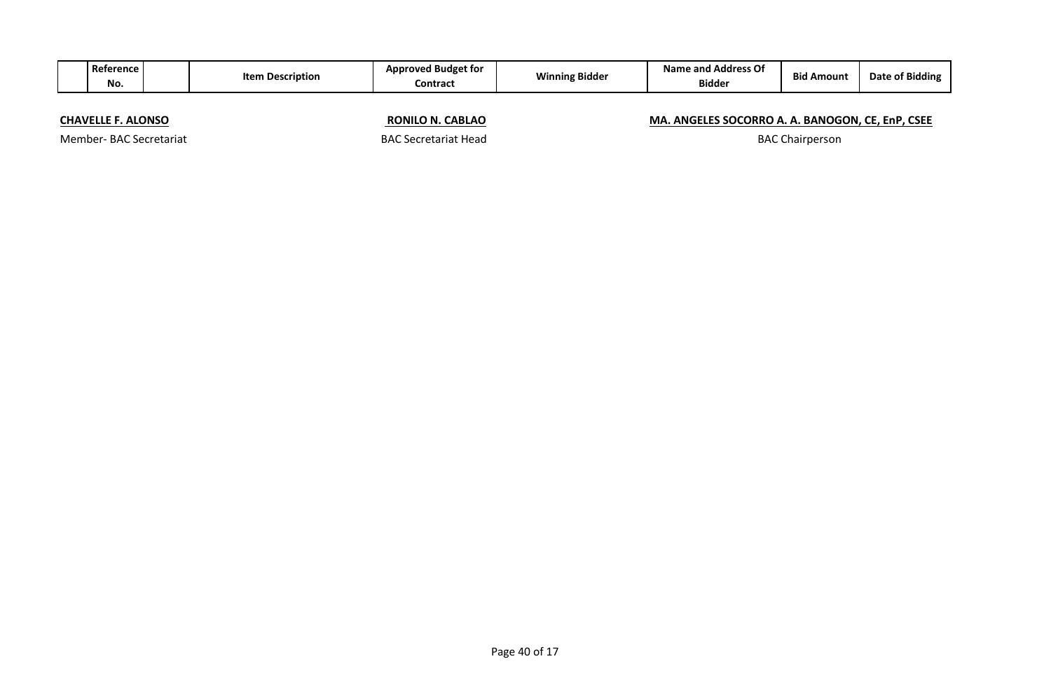| | Reference No. | | Item Description | Approved Budget for Contract | Winning Bidder | Name and Address Of Bidder | Bid Amount | Date of Bidding |
|---|---|---|---|---|---|---|---|---|

**CHAVELLE F. ALONSO**
Member- BAC Secretariat

**RONILO N. CABLAO**
BAC Secretariat Head

**MA. ANGELES SOCORRO A. A. BANOGON, CE, EnP, CSEE**
BAC Chairperson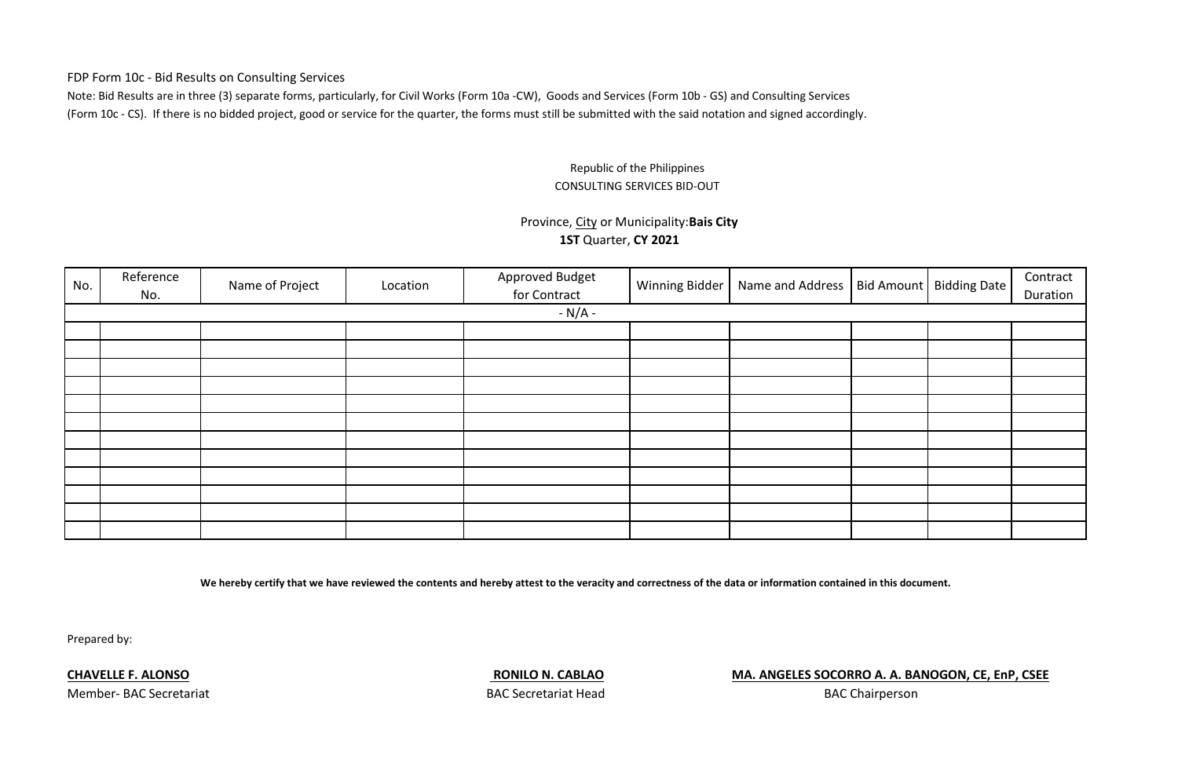FDP Form 10c - Bid Results on Consulting Services

Note: Bid Results are in three (3) separate forms, particularly, for Civil Works (Form 10a -CW), Goods and Services (Form 10b - GS) and Consulting Services (Form 10c - CS). If there is no bidded project, good or service for the quarter, the forms must still be submitted with the said notation and signed accordingly.

Republic of the Philippines
CONSULTING SERVICES BID-OUT

Province, City or Municipality: **Bais City**
**1ST** Quarter, **CY 2021**

| No. | Reference No. | Name of Project | Location | Approved Budget for Contract | Winning Bidder | Name and Address | Bid Amount | Bidding Date | Contract Duration |
|---|---|---|---|---|---|---|---|---|---|
| | | | | - N/A - | | | | | |
| | | | | | | | | | |
| | | | | | | | | | |
| | | | | | | | | | |
| | | | | | | | | | |
| | | | | | | | | | |
| | | | | | | | | | |
| | | | | | | | | | |
| | | | | | | | | | |
| | | | | | | | | | |
| | | | | | | | | | |
| | | | | | | | | | |
| | | | | | | | | | |

**We hereby certify that we have reviewed the contents and hereby attest to the veracity and correctness of the data or information contained in this document.**

Prepared by:

**CHAVELLE F. ALONSO**
Member- BAC Secretariat

**RONILO N. CABLAO**
BAC Secretariat Head

**MA. ANGELES SOCORRO A. A. BANOGON, CE, EnP, CSEE**
BAC Chairperson